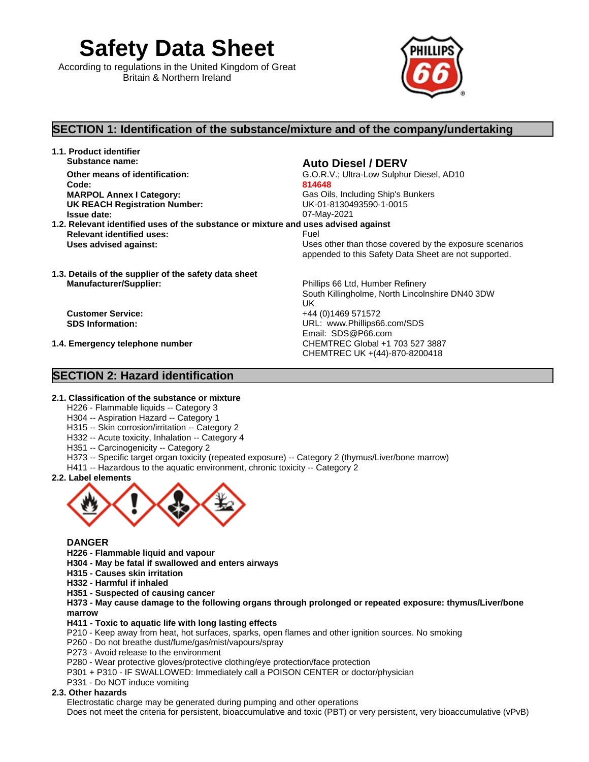# Safety Data Sheet

According to regulations in the United Kingdom of Great Britain & Northern Ireland

## SECTION 1: Identification of the substance/mixture and of the company/undertaking

**1.1. Product identifier**

| | |
|---|---|
| **Substance name:** | **Auto Diesel / DERV** |
| **Other means of identification:** | G.O.R.V.; Ultra-Low Sulphur Diesel, AD10 |
| **Code:** | 814648 |
| **MARPOL Annex I Category:** | Gas Oils, Including Ship's Bunkers |
| **UK REACH Registration Number:** | UK-01-8130493590-1-0015 |
| **Issue date:** | 07-May-2021 |

**1.2. Relevant identified uses of the substance or mixture and uses advised against**

| | |
|---|---|
| **Relevant identified uses:** | Fuel |
| **Uses advised against:** | Uses other than those covered by the exposure scenarios appended to this Safety Data Sheet are not supported. |

**1.3. Details of the supplier of the safety data sheet**

| | |
|---|---|
| **Manufacturer/Supplier:** | Phillips 66 Ltd, Humber Refinery<br>South Killingholme, North Lincolnshire DN40 3DW<br>UK |
| **Customer Service:** | +44 (0)1469 571572 |
| **SDS Information:** | URL: www.Phillips66.com/SDS<br>Email: SDS@P66.com |

**1.4. Emergency telephone number**

CHEMTREC Global +1 703 527 3887
CHEMTREC UK +(44)-870-8200418

## SECTION 2: Hazard identification

**2.1. Classification of the substance or mixture**

- H226 - Flammable liquids -- Category 3
- H304 -- Aspiration Hazard -- Category 1
- H315 -- Skin corrosion/irritation -- Category 2
- H332 -- Acute toxicity, Inhalation -- Category 4
- H351 -- Carcinogenicity -- Category 2
- H373 -- Specific target organ toxicity (repeated exposure) -- Category 2 (thymus/Liver/bone marrow)
- H411 -- Hazardous to the aquatic environment, chronic toxicity -- Category 2

**2.2. Label elements**

**DANGER**

**H226 - Flammable liquid and vapour**
**H304 - May be fatal if swallowed and enters airways**
**H315 - Causes skin irritation**
**H332 - Harmful if inhaled**
**H351 - Suspected of causing cancer**
**H373 - May cause damage to the following organs through prolonged or repeated exposure: thymus/Liver/bone marrow**
**H411 - Toxic to aquatic life with long lasting effects**

P210 - Keep away from heat, hot surfaces, sparks, open flames and other ignition sources. No smoking
P260 - Do not breathe dust/fume/gas/mist/vapours/spray
P273 - Avoid release to the environment
P280 - Wear protective gloves/protective clothing/eye protection/face protection
P301 + P310 - IF SWALLOWED: Immediately call a POISON CENTER or doctor/physician
P331 - Do NOT induce vomiting

**2.3. Other hazards**

Electrostatic charge may be generated during pumping and other operations
Does not meet the criteria for persistent, bioaccumulative and toxic (PBT) or very persistent, very bioaccumulative (vPvB)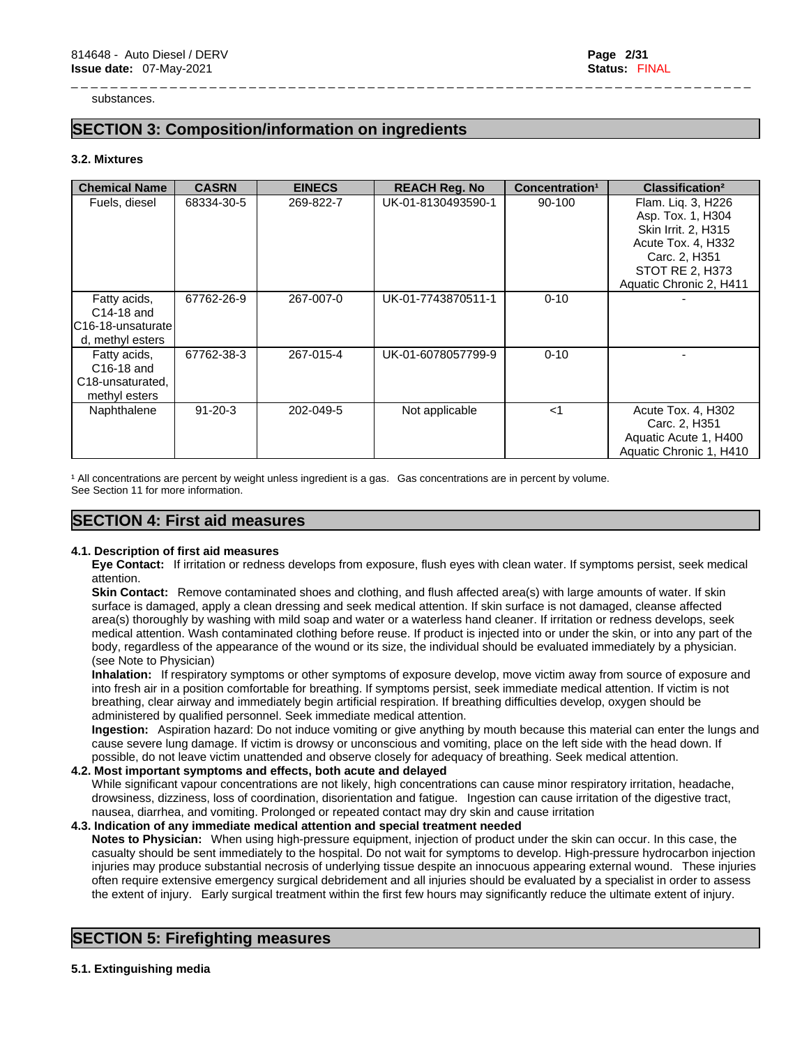substances.

## SECTION 3: Composition/information on ingredients

### 3.2. Mixtures

| Chemical Name | CASRN | EINECS | REACH Reg. No | Concentration[1] | Classification[2] |
|---|---|---|---|---|---|
| Fuels, diesel | 68334-30-5 | 269-822-7 | UK-01-8130493590-1 | 90-100 | Flam. Liq. 3, H226<br>Asp. Tox. 1, H304<br>Skin Irrit. 2, H315<br>Acute Tox. 4, H332<br>Carc. 2, H351<br>STOT RE 2, H373<br>Aquatic Chronic 2, H411 |
| Fatty acids, C14-18 and C16-18-unsaturated, methyl esters | 67762-26-9 | 267-007-0 | UK-01-7743870511-1 | 0-10 | - |
| Fatty acids, C16-18 and C18-unsaturated, methyl esters | 67762-38-3 | 267-015-4 | UK-01-6078057799-9 | 0-10 | - |
| Naphthalene | 91-20-3 | 202-049-5 | Not applicable | <1 | Acute Tox. 4, H302<br>Carc. 2, H351<br>Aquatic Acute 1, H400<br>Aquatic Chronic 1, H410 |

[1] All concentrations are percent by weight unless ingredient is a gas. Gas concentrations are in percent by volume.
See Section 11 for more information.

## SECTION 4: First aid measures

### 4.1. Description of first aid measures

**Eye Contact:** If irritation or redness develops from exposure, flush eyes with clean water. If symptoms persist, seek medical attention.

**Skin Contact:** Remove contaminated shoes and clothing, and flush affected area(s) with large amounts of water. If skin surface is damaged, apply a clean dressing and seek medical attention. If skin surface is not damaged, cleanse affected area(s) thoroughly by washing with mild soap and water or a waterless hand cleaner. If irritation or redness develops, seek medical attention. Wash contaminated clothing before reuse. If product is injected into or under the skin, or into any part of the body, regardless of the appearance of the wound or its size, the individual should be evaluated immediately by a physician. (see Note to Physician)

**Inhalation:** If respiratory symptoms or other symptoms of exposure develop, move victim away from source of exposure and into fresh air in a position comfortable for breathing. If symptoms persist, seek immediate medical attention. If victim is not breathing, clear airway and immediately begin artificial respiration. If breathing difficulties develop, oxygen should be administered by qualified personnel. Seek immediate medical attention.

**Ingestion:** Aspiration hazard: Do not induce vomiting or give anything by mouth because this material can enter the lungs and cause severe lung damage. If victim is drowsy or unconscious and vomiting, place on the left side with the head down. If possible, do not leave victim unattended and observe closely for adequacy of breathing. Seek medical attention.

### 4.2. Most important symptoms and effects, both acute and delayed

While significant vapour concentrations are not likely, high concentrations can cause minor respiratory irritation, headache, drowsiness, dizziness, loss of coordination, disorientation and fatigue. Ingestion can cause irritation of the digestive tract, nausea, diarrhea, and vomiting. Prolonged or repeated contact may dry skin and cause irritation

### 4.3. Indication of any immediate medical attention and special treatment needed

**Notes to Physician:** When using high-pressure equipment, injection of product under the skin can occur. In this case, the casualty should be sent immediately to the hospital. Do not wait for symptoms to develop. High-pressure hydrocarbon injection injuries may produce substantial necrosis of underlying tissue despite an innocuous appearing external wound. These injuries often require extensive emergency surgical debridement and all injuries should be evaluated by a specialist in order to assess the extent of injury. Early surgical treatment within the first few hours may significantly reduce the ultimate extent of injury.

## SECTION 5: Firefighting measures

### 5.1. Extinguishing media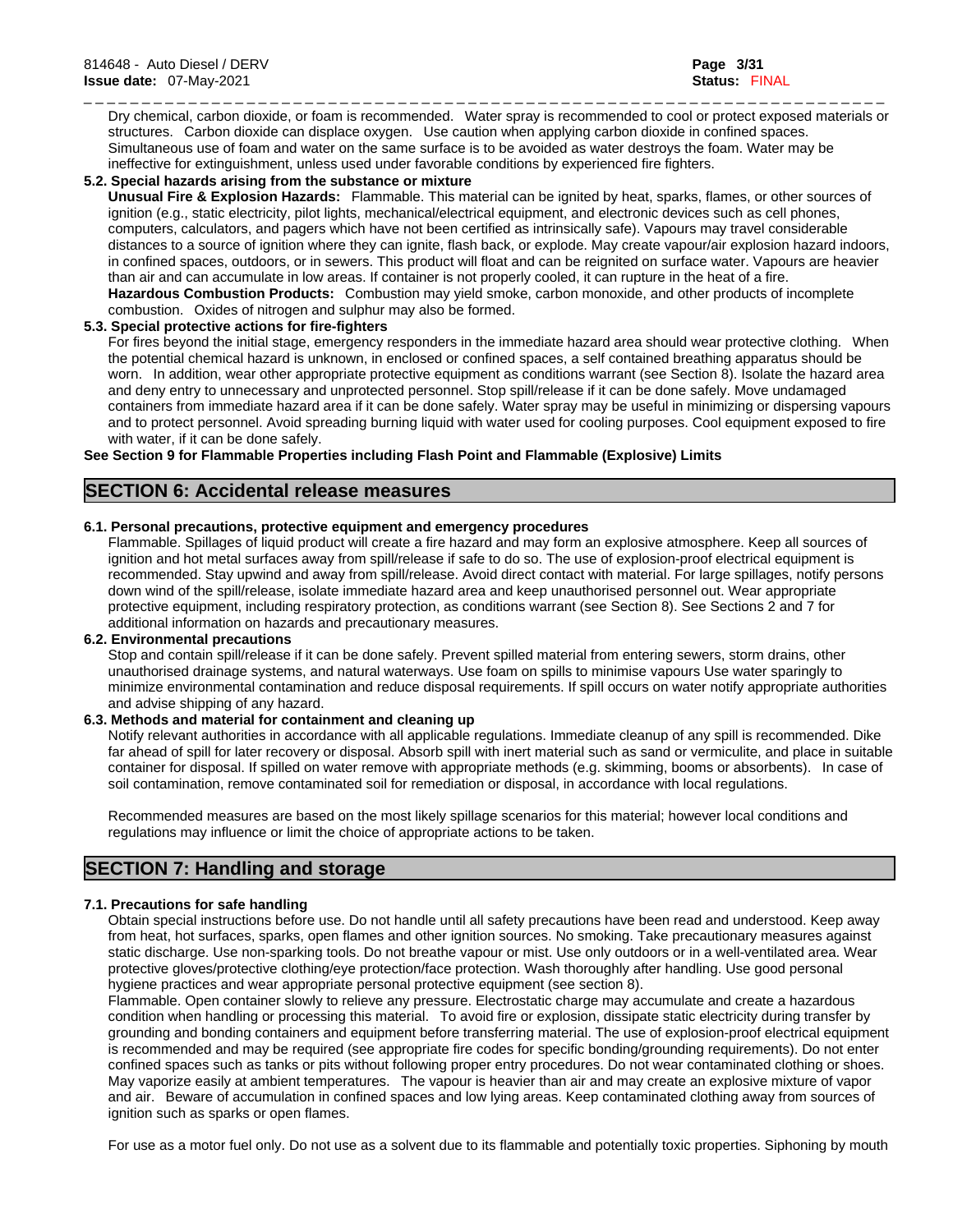Dry chemical, carbon dioxide, or foam is recommended. Water spray is recommended to cool or protect exposed materials or structures. Carbon dioxide can displace oxygen. Use caution when applying carbon dioxide in confined spaces. Simultaneous use of foam and water on the same surface is to be avoided as water destroys the foam. Water may be ineffective for extinguishment, unless used under favorable conditions by experienced fire fighters.

### 5.2. Special hazards arising from the substance or mixture

**Unusual Fire & Explosion Hazards:** Flammable. This material can be ignited by heat, sparks, flames, or other sources of ignition (e.g., static electricity, pilot lights, mechanical/electrical equipment, and electronic devices such as cell phones, computers, calculators, and pagers which have not been certified as intrinsically safe). Vapours may travel considerable distances to a source of ignition where they can ignite, flash back, or explode. May create vapour/air explosion hazard indoors, in confined spaces, outdoors, or in sewers. This product will float and can be reignited on surface water. Vapours are heavier than air and can accumulate in low areas. If container is not properly cooled, it can rupture in the heat of a fire.

**Hazardous Combustion Products:** Combustion may yield smoke, carbon monoxide, and other products of incomplete combustion. Oxides of nitrogen and sulphur may also be formed.

### 5.3. Special protective actions for fire-fighters

For fires beyond the initial stage, emergency responders in the immediate hazard area should wear protective clothing. When the potential chemical hazard is unknown, in enclosed or confined spaces, a self contained breathing apparatus should be worn. In addition, wear other appropriate protective equipment as conditions warrant (see Section 8). Isolate the hazard area and deny entry to unnecessary and unprotected personnel. Stop spill/release if it can be done safely. Move undamaged containers from immediate hazard area if it can be done safely. Water spray may be useful in minimizing or dispersing vapours and to protect personnel. Avoid spreading burning liquid with water used for cooling purposes. Cool equipment exposed to fire with water, if it can be done safely.

**See Section 9 for Flammable Properties including Flash Point and Flammable (Explosive) Limits**

## SECTION 6: Accidental release measures

### 6.1. Personal precautions, protective equipment and emergency procedures

Flammable. Spillages of liquid product will create a fire hazard and may form an explosive atmosphere. Keep all sources of ignition and hot metal surfaces away from spill/release if safe to do so. The use of explosion-proof electrical equipment is recommended. Stay upwind and away from spill/release. Avoid direct contact with material. For large spillages, notify persons down wind of the spill/release, isolate immediate hazard area and keep unauthorised personnel out. Wear appropriate protective equipment, including respiratory protection, as conditions warrant (see Section 8). See Sections 2 and 7 for additional information on hazards and precautionary measures.

### 6.2. Environmental precautions

Stop and contain spill/release if it can be done safely. Prevent spilled material from entering sewers, storm drains, other unauthorised drainage systems, and natural waterways. Use foam on spills to minimise vapours Use water sparingly to minimize environmental contamination and reduce disposal requirements. If spill occurs on water notify appropriate authorities and advise shipping of any hazard.

### 6.3. Methods and material for containment and cleaning up

Notify relevant authorities in accordance with all applicable regulations. Immediate cleanup of any spill is recommended. Dike far ahead of spill for later recovery or disposal. Absorb spill with inert material such as sand or vermiculite, and place in suitable container for disposal. If spilled on water remove with appropriate methods (e.g. skimming, booms or absorbents). In case of soil contamination, remove contaminated soil for remediation or disposal, in accordance with local regulations.

Recommended measures are based on the most likely spillage scenarios for this material; however local conditions and regulations may influence or limit the choice of appropriate actions to be taken.

## SECTION 7: Handling and storage

### 7.1. Precautions for safe handling

Obtain special instructions before use. Do not handle until all safety precautions have been read and understood. Keep away from heat, hot surfaces, sparks, open flames and other ignition sources. No smoking. Take precautionary measures against static discharge. Use non-sparking tools. Do not breathe vapour or mist. Use only outdoors or in a well-ventilated area. Wear protective gloves/protective clothing/eye protection/face protection. Wash thoroughly after handling. Use good personal hygiene practices and wear appropriate personal protective equipment (see section 8).

Flammable. Open container slowly to relieve any pressure. Electrostatic charge may accumulate and create a hazardous condition when handling or processing this material. To avoid fire or explosion, dissipate static electricity during transfer by grounding and bonding containers and equipment before transferring material. The use of explosion-proof electrical equipment is recommended and may be required (see appropriate fire codes for specific bonding/grounding requirements). Do not enter confined spaces such as tanks or pits without following proper entry procedures. Do not wear contaminated clothing or shoes. May vaporize easily at ambient temperatures. The vapour is heavier than air and may create an explosive mixture of vapor and air. Beware of accumulation in confined spaces and low lying areas. Keep contaminated clothing away from sources of ignition such as sparks or open flames.

For use as a motor fuel only. Do not use as a solvent due to its flammable and potentially toxic properties. Siphoning by mouth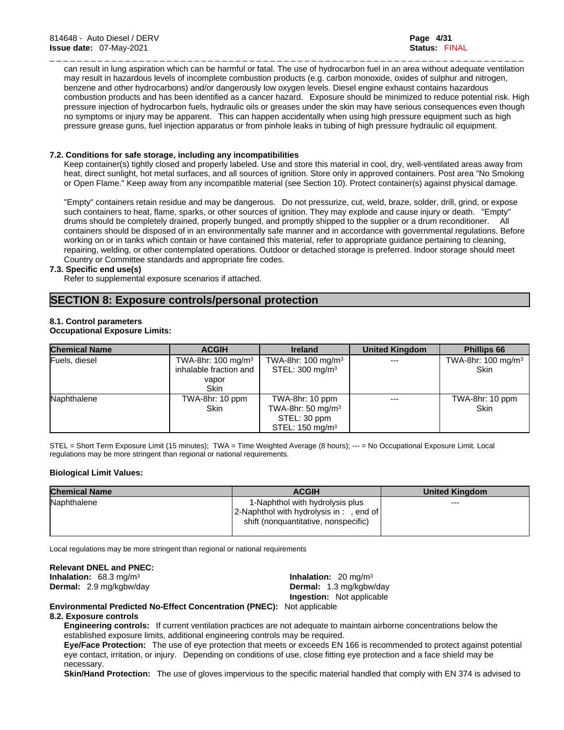can result in lung aspiration which can be harmful or fatal. The use of hydrocarbon fuel in an area without adequate ventilation may result in hazardous levels of incomplete combustion products (e.g. carbon monoxide, oxides of sulphur and nitrogen, benzene and other hydrocarbons) and/or dangerously low oxygen levels. Diesel engine exhaust contains hazardous combustion products and has been identified as a cancer hazard. Exposure should be minimized to reduce potential risk. High pressure injection of hydrocarbon fuels, hydraulic oils or greases under the skin may have serious consequences even though no symptoms or injury may be apparent. This can happen accidentally when using high pressure equipment such as high pressure grease guns, fuel injection apparatus or from pinhole leaks in tubing of high pressure hydraulic oil equipment.

**7.2. Conditions for safe storage, including any incompatibilities**

Keep container(s) tightly closed and properly labeled. Use and store this material in cool, dry, well-ventilated areas away from heat, direct sunlight, hot metal surfaces, and all sources of ignition. Store only in approved containers. Post area "No Smoking or Open Flame." Keep away from any incompatible material (see Section 10). Protect container(s) against physical damage.

"Empty" containers retain residue and may be dangerous. Do not pressurize, cut, weld, braze, solder, drill, grind, or expose such containers to heat, flame, sparks, or other sources of ignition. They may explode and cause injury or death. "Empty" drums should be completely drained, properly bunged, and promptly shipped to the supplier or a drum reconditioner. All containers should be disposed of in an environmentally safe manner and in accordance with governmental regulations. Before working on or in tanks which contain or have contained this material, refer to appropriate guidance pertaining to cleaning, repairing, welding, or other contemplated operations. Outdoor or detached storage is preferred. Indoor storage should meet Country or Committee standards and appropriate fire codes.

**7.3. Specific end use(s)**

Refer to supplemental exposure scenarios if attached.

## SECTION 8: Exposure controls/personal protection

**8.1. Control parameters**
**Occupational Exposure Limits:**

| Chemical Name | ACGIH | Ireland | United Kingdom | Phillips 66 |
|---|---|---|---|---|
| Fuels, diesel | TWA-8hr: 100 mg/m³ inhalable fraction and vapor Skin | TWA-8hr: 100 mg/m³ STEL: 300 mg/m³ | --- | TWA-8hr: 100 mg/m³ Skin |
| Naphthalene | TWA-8hr: 10 ppm Skin | TWA-8hr: 10 ppm TWA-8hr: 50 mg/m³ STEL: 30 ppm STEL: 150 mg/m³ | --- | TWA-8hr: 10 ppm Skin |

STEL = Short Term Exposure Limit (15 minutes); TWA = Time Weighted Average (8 hours); --- = No Occupational Exposure Limit. Local regulations may be more stringent than regional or national requirements.

**Biological Limit Values:**

| Chemical Name | ACGIH | United Kingdom |
|---|---|---|
| Naphthalene | 1-Naphthol with hydrolysis plus 2-Naphthol with hydrolysis in : , end of shift (nonquantitative, nonspecific) | --- |

Local regulations may be more stringent than regional or national requirements

**Relevant DNEL and PNEC:**

**Inhalation:** 68.3 mg/m³
**Dermal:** 2.9 mg/kgbw/day

**Inhalation:** 20 mg/m³
**Dermal:** 1.3 mg/kgbw/day
**Ingestion:** Not applicable

**Environmental Predicted No-Effect Concentration (PNEC):** Not applicable

**8.2. Exposure controls**

**Engineering controls:** If current ventilation practices are not adequate to maintain airborne concentrations below the established exposure limits, additional engineering controls may be required.

**Eye/Face Protection:** The use of eye protection that meets or exceeds EN 166 is recommended to protect against potential eye contact, irritation, or injury. Depending on conditions of use, close fitting eye protection and a face shield may be necessary.

**Skin/Hand Protection:** The use of gloves impervious to the specific material handled that comply with EN 374 is advised to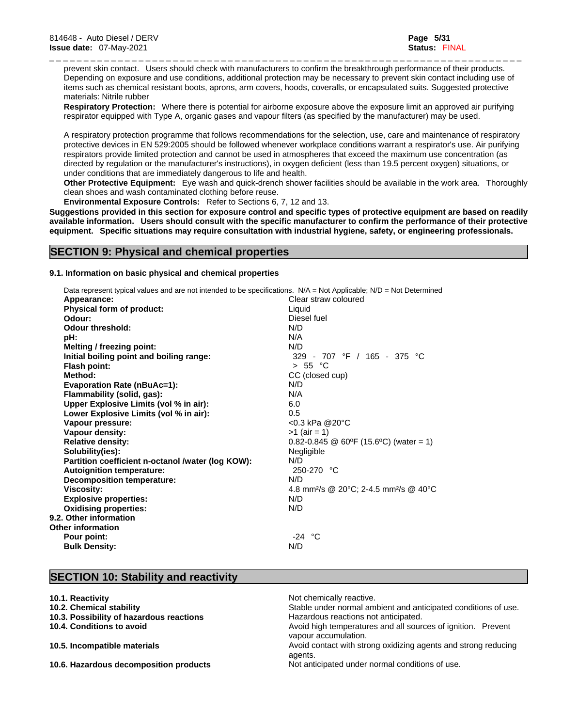prevent skin contact. Users should check with manufacturers to confirm the breakthrough performance of their products. Depending on exposure and use conditions, additional protection may be necessary to prevent skin contact including use of items such as chemical resistant boots, aprons, arm covers, hoods, coveralls, or encapsulated suits. Suggested protective materials: Nitrile rubber

**Respiratory Protection:** Where there is potential for airborne exposure above the exposure limit an approved air purifying respirator equipped with Type A, organic gases and vapour filters (as specified by the manufacturer) may be used.

A respiratory protection programme that follows recommendations for the selection, use, care and maintenance of respiratory protective devices in EN 529:2005 should be followed whenever workplace conditions warrant a respirator's use. Air purifying respirators provide limited protection and cannot be used in atmospheres that exceed the maximum use concentration (as directed by regulation or the manufacturer's instructions), in oxygen deficient (less than 19.5 percent oxygen) situations, or under conditions that are immediately dangerous to life and health.

**Other Protective Equipment:** Eye wash and quick-drench shower facilities should be available in the work area. Thoroughly clean shoes and wash contaminated clothing before reuse.

**Environmental Exposure Controls:** Refer to Sections 6, 7, 12 and 13.

**Suggestions provided in this section for exposure control and specific types of protective equipment are based on readily available information. Users should consult with the specific manufacturer to confirm the performance of their protective equipment. Specific situations may require consultation with industrial hygiene, safety, or engineering professionals.**

## SECTION 9: Physical and chemical properties

### 9.1. Information on basic physical and chemical properties

Data represent typical values and are not intended to be specifications. N/A = Not Applicable; N/D = Not Determined

| Property | Value |
|---|---|
| **Appearance:** | Clear straw coloured |
| **Physical form of product:** | Liquid |
| **Odour:** | Diesel fuel |
| **Odour threshold:** | N/D |
| **pH:** | N/A |
| **Melting / freezing point:** | N/D |
| **Initial boiling point and boiling range:** | 329 - 707 °F / 165 - 375 °C |
| **Flash point:** | > 55 °C |
| **Method:** | CC (closed cup) |
| **Evaporation Rate (nBuAc=1):** | N/D |
| **Flammability (solid, gas):** | N/A |
| **Upper Explosive Limits (vol % in air):** | 6.0 |
| **Lower Explosive Limits (vol % in air):** | 0.5 |
| **Vapour pressure:** | <0.3 kPa @20°C |
| **Vapour density:** | >1 (air = 1) |
| **Relative density:** | 0.82-0.845 @ 60ºF (15.6ºC) (water = 1) |
| **Solubility(ies):** | Negligible |
| **Partition coefficient n-octanol /water (log KOW):** | N/D |
| **Autoignition temperature:** | 250-270 °C |
| **Decomposition temperature:** | N/D |
| **Viscosity:** | 4.8 mm²/s @ 20°C; 2-4.5 mm²/s @ 40°C |
| **Explosive properties:** | N/D |
| **Oxidising properties:** | N/D |

**9.2. Other information**

**Other information**

| Property | Value |
|---|---|
| **Pour point:** | -24 °C |
| **Bulk Density:** | N/D |

## SECTION 10: Stability and reactivity

| | |
|---|---|
| **10.1. Reactivity** | Not chemically reactive. |
| **10.2. Chemical stability** | Stable under normal ambient and anticipated conditions of use. |
| **10.3. Possibility of hazardous reactions** | Hazardous reactions not anticipated. |
| **10.4. Conditions to avoid** | Avoid high temperatures and all sources of ignition. Prevent vapour accumulation. |
| **10.5. Incompatible materials** | Avoid contact with strong oxidizing agents and strong reducing agents. |
| **10.6. Hazardous decomposition products** | Not anticipated under normal conditions of use. |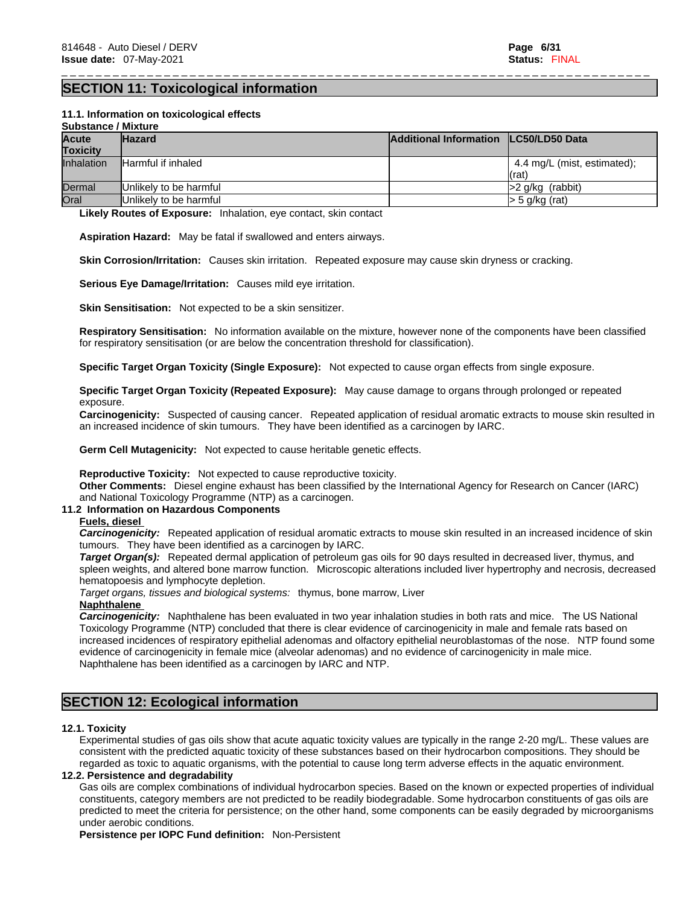## SECTION 11: Toxicological information

### 11.1. Information on toxicological effects

**Substance / Mixture**

| Acute Toxicity | Hazard | Additional Information | LC50/LD50 Data |
|---|---|---|---|
| Inhalation | Harmful if inhaled | | 4.4 mg/L (mist, estimated); (rat) |
| Dermal | Unlikely to be harmful | | >2 g/kg (rabbit) |
| Oral | Unlikely to be harmful | | > 5 g/kg (rat) |

**Likely Routes of Exposure:** Inhalation, eye contact, skin contact

**Aspiration Hazard:** May be fatal if swallowed and enters airways.

**Skin Corrosion/Irritation:** Causes skin irritation. Repeated exposure may cause skin dryness or cracking.

**Serious Eye Damage/Irritation:** Causes mild eye irritation.

**Skin Sensitisation:** Not expected to be a skin sensitizer.

**Respiratory Sensitisation:** No information available on the mixture, however none of the components have been classified for respiratory sensitisation (or are below the concentration threshold for classification).

**Specific Target Organ Toxicity (Single Exposure):** Not expected to cause organ effects from single exposure.

**Specific Target Organ Toxicity (Repeated Exposure):** May cause damage to organs through prolonged or repeated exposure.

**Carcinogenicity:** Suspected of causing cancer. Repeated application of residual aromatic extracts to mouse skin resulted in an increased incidence of skin tumours. They have been identified as a carcinogen by IARC.

**Germ Cell Mutagenicity:** Not expected to cause heritable genetic effects.

**Reproductive Toxicity:** Not expected to cause reproductive toxicity.

**Other Comments:** Diesel engine exhaust has been classified by the International Agency for Research on Cancer (IARC) and National Toxicology Programme (NTP) as a carcinogen.

### 11.2 Information on Hazardous Components

**Fuels, diesel**

***Carcinogenicity:*** Repeated application of residual aromatic extracts to mouse skin resulted in an increased incidence of skin tumours. They have been identified as a carcinogen by IARC.

***Target Organ(s):*** Repeated dermal application of petroleum gas oils for 90 days resulted in decreased liver, thymus, and spleen weights, and altered bone marrow function. Microscopic alterations included liver hypertrophy and necrosis, decreased hematopoesis and lymphocyte depletion.

*Target organs, tissues and biological systems:* thymus, bone marrow, Liver

**Naphthalene**

***Carcinogenicity:*** Naphthalene has been evaluated in two year inhalation studies in both rats and mice. The US National Toxicology Programme (NTP) concluded that there is clear evidence of carcinogenicity in male and female rats based on increased incidences of respiratory epithelial adenomas and olfactory epithelial neuroblastomas of the nose. NTP found some evidence of carcinogenicity in female mice (alveolar adenomas) and no evidence of carcinogenicity in male mice. Naphthalene has been identified as a carcinogen by IARC and NTP.

## SECTION 12: Ecological information

### 12.1. Toxicity

Experimental studies of gas oils show that acute aquatic toxicity values are typically in the range 2-20 mg/L. These values are consistent with the predicted aquatic toxicity of these substances based on their hydrocarbon compositions. They should be regarded as toxic to aquatic organisms, with the potential to cause long term adverse effects in the aquatic environment.

### 12.2. Persistence and degradability

Gas oils are complex combinations of individual hydrocarbon species. Based on the known or expected properties of individual constituents, category members are not predicted to be readily biodegradable. Some hydrocarbon constituents of gas oils are predicted to meet the criteria for persistence; on the other hand, some components can be easily degraded by microorganisms under aerobic conditions.

**Persistence per IOPC Fund definition:** Non-Persistent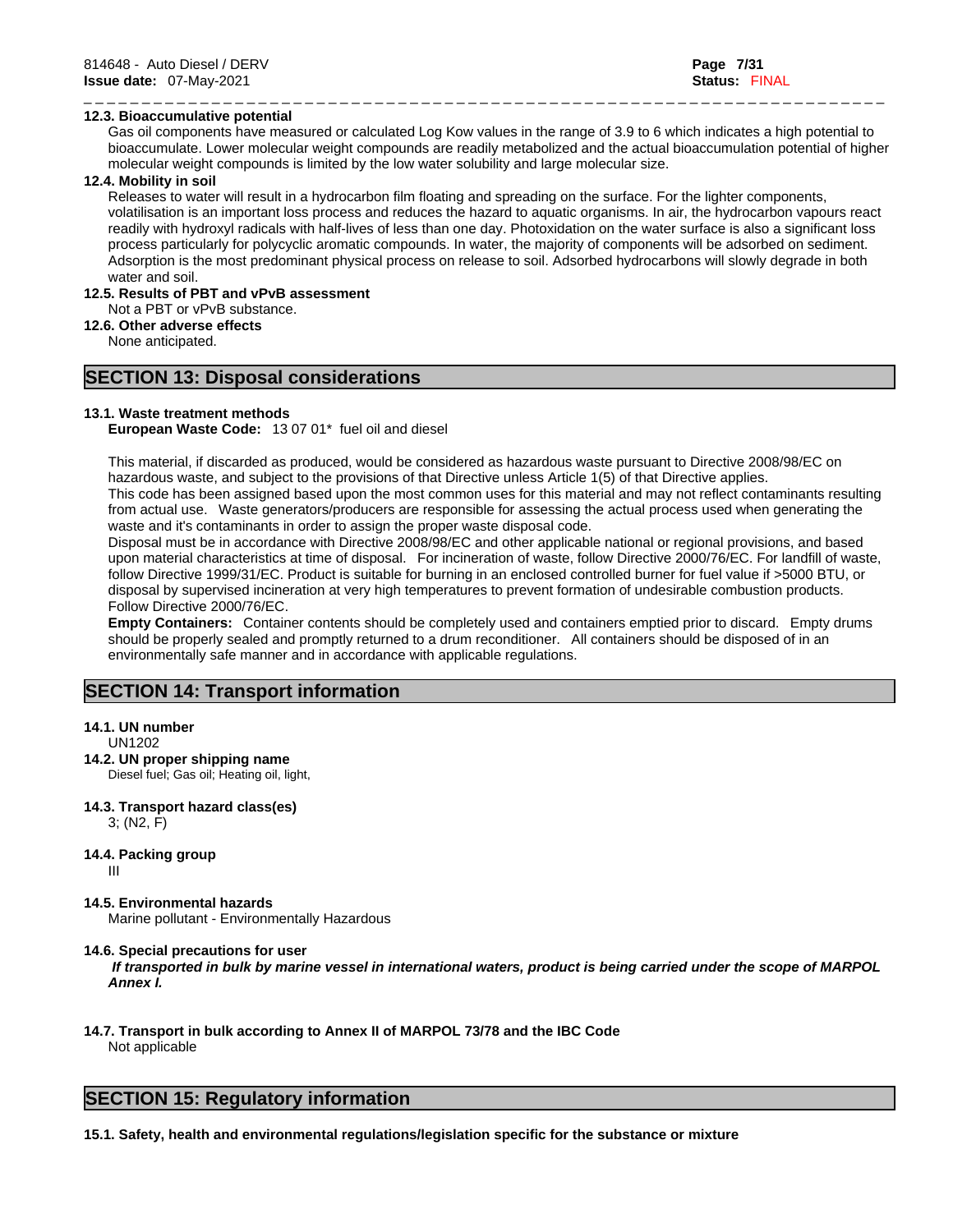### 12.3. Bioaccumulative potential

Gas oil components have measured or calculated Log Kow values in the range of 3.9 to 6 which indicates a high potential to bioaccumulate. Lower molecular weight compounds are readily metabolized and the actual bioaccumulation potential of higher molecular weight compounds is limited by the low water solubility and large molecular size.

### 12.4. Mobility in soil

Releases to water will result in a hydrocarbon film floating and spreading on the surface. For the lighter components, volatilisation is an important loss process and reduces the hazard to aquatic organisms. In air, the hydrocarbon vapours react readily with hydroxyl radicals with half-lives of less than one day. Photoxidation on the water surface is also a significant loss process particularly for polycyclic aromatic compounds. In water, the majority of components will be adsorbed on sediment. Adsorption is the most predominant physical process on release to soil. Adsorbed hydrocarbons will slowly degrade in both water and soil.

### 12.5. Results of PBT and vPvB assessment

Not a PBT or vPvB substance.

### 12.6. Other adverse effects

None anticipated.

## SECTION 13: Disposal considerations

### 13.1. Waste treatment methods

**European Waste Code:** 13 07 01* fuel oil and diesel

This material, if discarded as produced, would be considered as hazardous waste pursuant to Directive 2008/98/EC on hazardous waste, and subject to the provisions of that Directive unless Article 1(5) of that Directive applies.
This code has been assigned based upon the most common uses for this material and may not reflect contaminants resulting from actual use. Waste generators/producers are responsible for assessing the actual process used when generating the waste and it's contaminants in order to assign the proper waste disposal code.
Disposal must be in accordance with Directive 2008/98/EC and other applicable national or regional provisions, and based upon material characteristics at time of disposal. For incineration of waste, follow Directive 2000/76/EC. For landfill of waste, follow Directive 1999/31/EC. Product is suitable for burning in an enclosed controlled burner for fuel value if >5000 BTU, or disposal by supervised incineration at very high temperatures to prevent formation of undesirable combustion products. Follow Directive 2000/76/EC.
**Empty Containers:** Container contents should be completely used and containers emptied prior to discard. Empty drums should be properly sealed and promptly returned to a drum reconditioner. All containers should be disposed of in an environmentally safe manner and in accordance with applicable regulations.

## SECTION 14: Transport information

### 14.1. UN number

UN1202

### 14.2. UN proper shipping name

Diesel fuel; Gas oil; Heating oil, light,

### 14.3. Transport hazard class(es)

3; (N2, F)

### 14.4. Packing group

III

### 14.5. Environmental hazards

Marine pollutant - Environmentally Hazardous

### 14.6. Special precautions for user

***If transported in bulk by marine vessel in international waters, product is being carried under the scope of MARPOL Annex I.***

### 14.7. Transport in bulk according to Annex II of MARPOL 73/78 and the IBC Code

Not applicable

## SECTION 15: Regulatory information

### 15.1. Safety, health and environmental regulations/legislation specific for the substance or mixture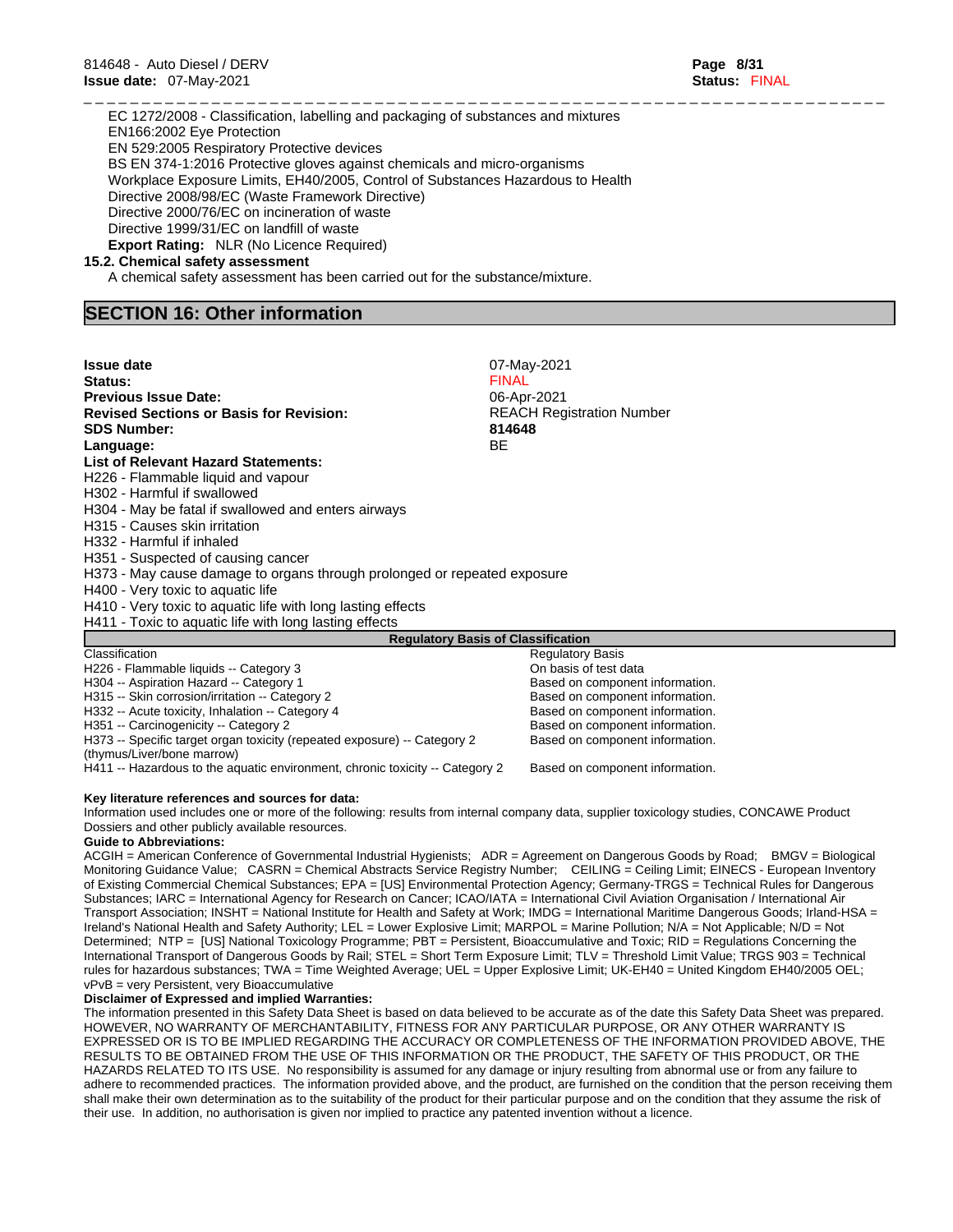EC 1272/2008 - Classification, labelling and packaging of substances and mixtures
EN166:2002 Eye Protection
EN 529:2005 Respiratory Protective devices
BS EN 374-1:2016 Protective gloves against chemicals and micro-organisms
Workplace Exposure Limits, EH40/2005, Control of Substances Hazardous to Health
Directive 2008/98/EC (Waste Framework Directive)
Directive 2000/76/EC on incineration of waste
Directive 1999/31/EC on landfill of waste
**Export Rating:** NLR (No Licence Required)

**15.2. Chemical safety assessment**

A chemical safety assessment has been carried out for the substance/mixture.

## SECTION 16: Other information

**Issue date** 07-May-2021
**Status:** FINAL
**Previous Issue Date:** 06-Apr-2021
**Revised Sections or Basis for Revision:** REACH Registration Number
**SDS Number:** **814648**
**Language:** BE

**List of Relevant Hazard Statements:**

H226 - Flammable liquid and vapour
H302 - Harmful if swallowed
H304 - May be fatal if swallowed and enters airways
H315 - Causes skin irritation
H332 - Harmful if inhaled
H351 - Suspected of causing cancer
H373 - May cause damage to organs through prolonged or repeated exposure
H400 - Very toxic to aquatic life
H410 - Very toxic to aquatic life with long lasting effects
H411 - Toxic to aquatic life with long lasting effects

**Regulatory Basis of Classification**

| Classification | Regulatory Basis |
|---|---|
| H226 - Flammable liquids -- Category 3 | On basis of test data |
| H304 -- Aspiration Hazard -- Category 1 | Based on component information. |
| H315 -- Skin corrosion/irritation -- Category 2 | Based on component information. |
| H332 -- Acute toxicity, Inhalation -- Category 4 | Based on component information. |
| H351 -- Carcinogenicity -- Category 2 | Based on component information. |
| H373 -- Specific target organ toxicity (repeated exposure) -- Category 2 (thymus/Liver/bone marrow) | Based on component information. |
| H411 -- Hazardous to the aquatic environment, chronic toxicity -- Category 2 | Based on component information. |

**Key literature references and sources for data:**

Information used includes one or more of the following: results from internal company data, supplier toxicology studies, CONCAWE Product Dossiers and other publicly available resources.

**Guide to Abbreviations:**

ACGIH = American Conference of Governmental Industrial Hygienists; ADR = Agreement on Dangerous Goods by Road; BMGV = Biological Monitoring Guidance Value; CASRN = Chemical Abstracts Service Registry Number; CEILING = Ceiling Limit; EINECS - European Inventory of Existing Commercial Chemical Substances; EPA = [US] Environmental Protection Agency; Germany-TRGS = Technical Rules for Dangerous Substances; IARC = International Agency for Research on Cancer; ICAO/IATA = International Civil Aviation Organisation / International Air Transport Association; INSHT = National Institute for Health and Safety at Work; IMDG = International Maritime Dangerous Goods; Irland-HSA = Ireland's National Health and Safety Authority; LEL = Lower Explosive Limit; MARPOL = Marine Pollution; N/A = Not Applicable; N/D = Not Determined; NTP = [US] National Toxicology Programme; PBT = Persistent, Bioaccumulative and Toxic; RID = Regulations Concerning the International Transport of Dangerous Goods by Rail; STEL = Short Term Exposure Limit; TLV = Threshold Limit Value; TRGS 903 = Technical rules for hazardous substances; TWA = Time Weighted Average; UEL = Upper Explosive Limit; UK-EH40 = United Kingdom EH40/2005 OEL; vPvB = very Persistent, very Bioaccumulative

**Disclaimer of Expressed and implied Warranties:**

The information presented in this Safety Data Sheet is based on data believed to be accurate as of the date this Safety Data Sheet was prepared. HOWEVER, NO WARRANTY OF MERCHANTABILITY, FITNESS FOR ANY PARTICULAR PURPOSE, OR ANY OTHER WARRANTY IS EXPRESSED OR IS TO BE IMPLIED REGARDING THE ACCURACY OR COMPLETENESS OF THE INFORMATION PROVIDED ABOVE, THE RESULTS TO BE OBTAINED FROM THE USE OF THIS INFORMATION OR THE PRODUCT, THE SAFETY OF THIS PRODUCT, OR THE HAZARDS RELATED TO ITS USE. No responsibility is assumed for any damage or injury resulting from abnormal use or from any failure to adhere to recommended practices. The information provided above, and the product, are furnished on the condition that the person receiving them shall make their own determination as to the suitability of the product for their particular purpose and on the condition that they assume the risk of their use. In addition, no authorisation is given nor implied to practice any patented invention without a licence.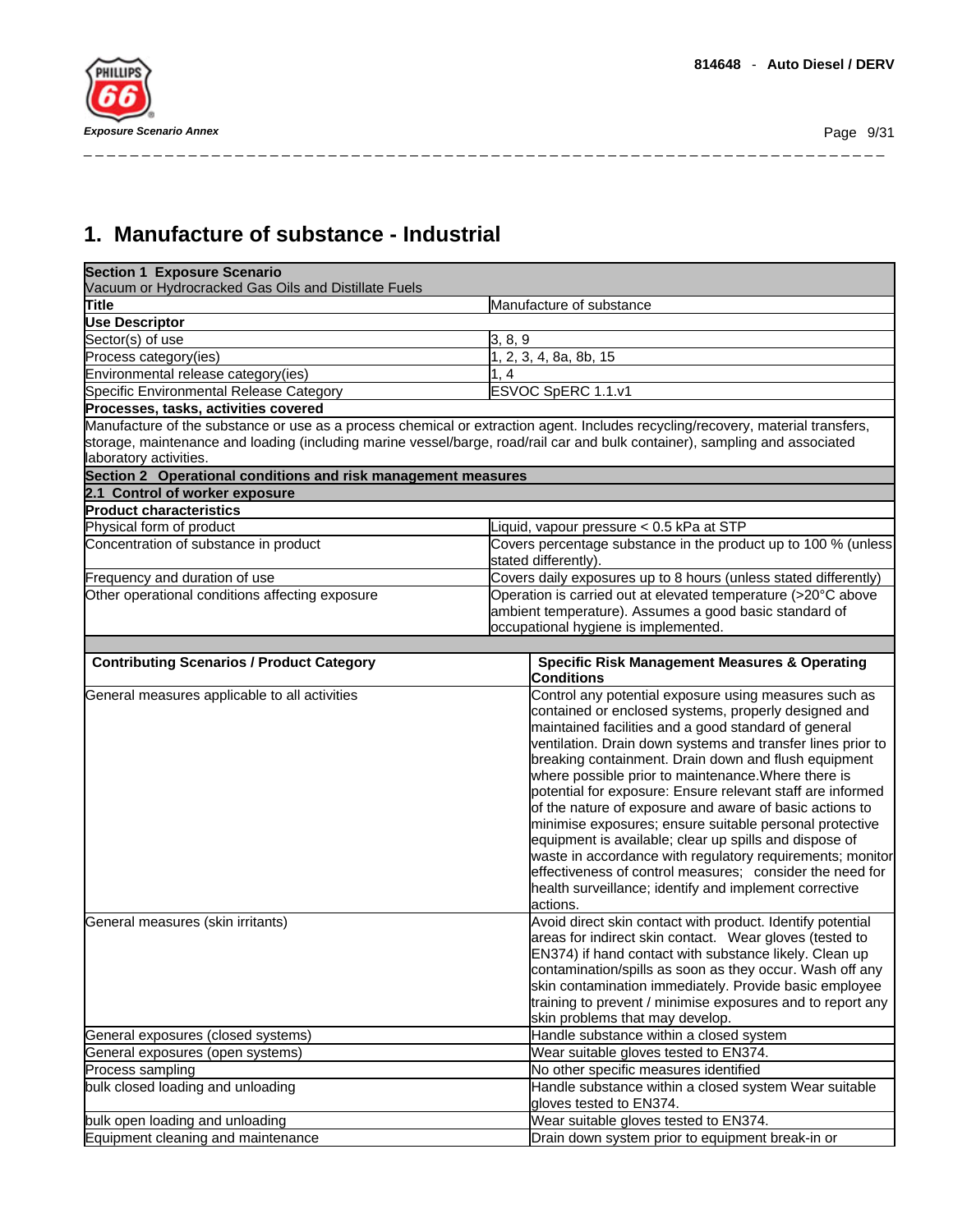# 1. Manufacture of substance - Industrial

| **Section 1 Exposure Scenario** Vacuum or Hydrocracked Gas Oils and Distillate Fuels | |
|---|---|
| **Title** | Manufacture of substance |
| **Use Descriptor** | |
| Sector(s) of use | 3, 8, 9 |
| Process category(ies) | 1, 2, 3, 4, 8a, 8b, 15 |
| Environmental release category(ies) | 1, 4 |
| Specific Environmental Release Category | ESVOC SpERC 1.1.v1 |
| **Processes, tasks, activities covered** | |
| Manufacture of the substance or use as a process chemical or extraction agent. Includes recycling/recovery, material transfers, storage, maintenance and loading (including marine vessel/barge, road/rail car and bulk container), sampling and associated laboratory activities. | |
| **Section 2 Operational conditions and risk management measures** | |
| **2.1 Control of worker exposure** | |
| **Product characteristics** | |
| Physical form of product | Liquid, vapour pressure < 0.5 kPa at STP |
| Concentration of substance in product | Covers percentage substance in the product up to 100 % (unless stated differently). |
| Frequency and duration of use | Covers daily exposures up to 8 hours (unless stated differently) |
| Other operational conditions affecting exposure | Operation is carried out at elevated temperature (>20°C above ambient temperature). Assumes a good basic standard of occupational hygiene is implemented. |

| **Contributing Scenarios / Product Category** | **Specific Risk Management Measures & Operating Conditions** |
|---|---|
| General measures applicable to all activities | Control any potential exposure using measures such as contained or enclosed systems, properly designed and maintained facilities and a good standard of general ventilation. Drain down systems and transfer lines prior to breaking containment. Drain down and flush equipment where possible prior to maintenance.Where there is potential for exposure: Ensure relevant staff are informed of the nature of exposure and aware of basic actions to minimise exposures; ensure suitable personal protective equipment is available; clear up spills and dispose of waste in accordance with regulatory requirements; monitor effectiveness of control measures; consider the need for health surveillance; identify and implement corrective actions. |
| General measures (skin irritants) | Avoid direct skin contact with product. Identify potential areas for indirect skin contact. Wear gloves (tested to EN374) if hand contact with substance likely. Clean up contamination/spills as soon as they occur. Wash off any skin contamination immediately. Provide basic employee training to prevent / minimise exposures and to report any skin problems that may develop. |
| General exposures (closed systems) | Handle substance within a closed system |
| General exposures (open systems) | Wear suitable gloves tested to EN374. |
| Process sampling | No other specific measures identified |
| bulk closed loading and unloading | Handle substance within a closed system Wear suitable gloves tested to EN374. |
| bulk open loading and unloading | Wear suitable gloves tested to EN374. |
| Equipment cleaning and maintenance | Drain down system prior to equipment break-in or |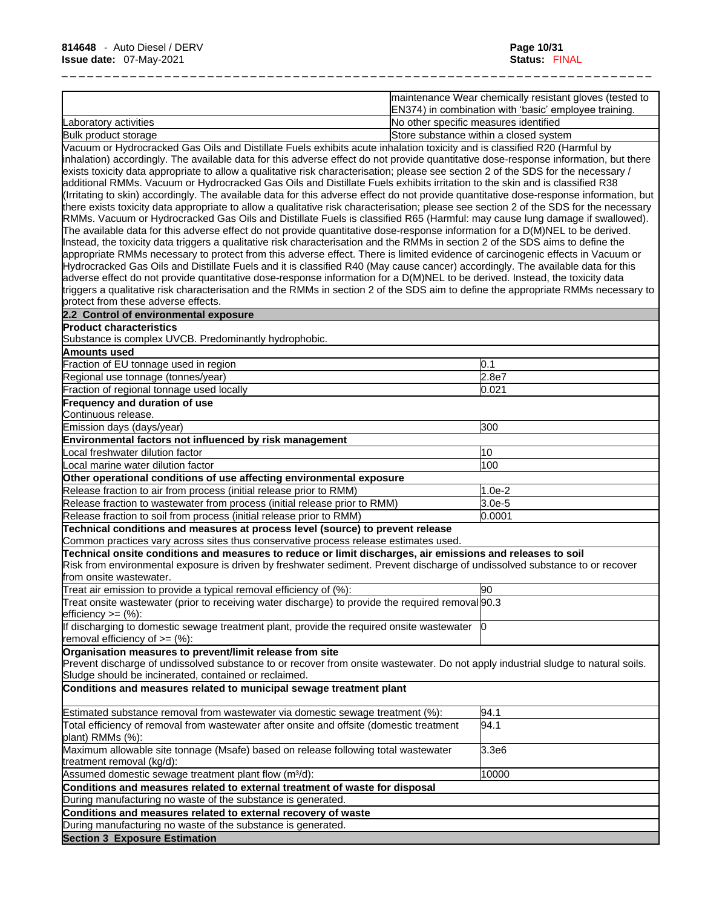| | |
|---|---|
| | maintenance Wear chemically resistant gloves (tested to EN374) in combination with 'basic' employee training. |
| Laboratory activities | No other specific measures identified |
| Bulk product storage | Store substance within a closed system |

Vacuum or Hydrocracked Gas Oils and Distillate Fuels exhibits acute inhalation toxicity and is classified R20 (Harmful by inhalation) accordingly. The available data for this adverse effect do not provide quantitative dose-response information, but there exists toxicity data appropriate to allow a qualitative risk characterisation; please see section 2 of the SDS for the necessary / additional RMMs. Vacuum or Hydrocracked Gas Oils and Distillate Fuels exhibits irritation to the skin and is classified R38 (Irritating to skin) accordingly. The available data for this adverse effect do not provide quantitative dose-response information, but there exists toxicity data appropriate to allow a qualitative risk characterisation; please see section 2 of the SDS for the necessary RMMs. Vacuum or Hydrocracked Gas Oils and Distillate Fuels is classified R65 (Harmful: may cause lung damage if swallowed). The available data for this adverse effect do not provide quantitative dose-response information for a D(M)NEL to be derived. Instead, the toxicity data triggers a qualitative risk characterisation and the RMMs in section 2 of the SDS aims to define the appropriate RMMs necessary to protect from this adverse effect. There is limited evidence of carcinogenic effects in Vacuum or Hydrocracked Gas Oils and Distillate Fuels and it is classified R40 (May cause cancer) accordingly. The available data for this adverse effect do not provide quantitative dose-response information for a D(M)NEL to be derived. Instead, the toxicity data triggers a qualitative risk characterisation and the RMMs in section 2 of the SDS aim to define the appropriate RMMs necessary to protect from these adverse effects.

## 2.2 Control of environmental exposure

**Product characteristics**

Substance is complex UVCB. Predominantly hydrophobic.

**Amounts used**

| | |
|---|---|
| Fraction of EU tonnage used in region | 0.1 |
| Regional use tonnage (tonnes/year) | 2.8e7 |
| Fraction of regional tonnage used locally | 0.021 |

**Frequency and duration of use**

Continuous release.

| | |
|---|---|
| Emission days (days/year) | 300 |

**Environmental factors not influenced by risk management**

| | |
|---|---|
| Local freshwater dilution factor | 10 |
| Local marine water dilution factor | 100 |

**Other operational conditions of use affecting environmental exposure**

| | |
|---|---|
| Release fraction to air from process (initial release prior to RMM) | 1.0e-2 |
| Release fraction to wastewater from process (initial release prior to RMM) | 3.0e-5 |
| Release fraction to soil from process (initial release prior to RMM) | 0.0001 |

**Technical conditions and measures at process level (source) to prevent release**

Common practices vary across sites thus conservative process release estimates used.

**Technical onsite conditions and measures to reduce or limit discharges, air emissions and releases to soil**

Risk from environmental exposure is driven by freshwater sediment. Prevent discharge of undissolved substance to or recover from onsite wastewater.

| | |
|---|---|
| Treat air emission to provide a typical removal efficiency of (%): | 90 |
| Treat onsite wastewater (prior to receiving water discharge) to provide the required removal efficiency >= (%): | 90.3 |
| If discharging to domestic sewage treatment plant, provide the required onsite wastewater removal efficiency of >= (%): | 0 |

**Organisation measures to prevent/limit release from site**

Prevent discharge of undissolved substance to or recover from onsite wastewater. Do not apply industrial sludge to natural soils. Sludge should be incinerated, contained or reclaimed.

**Conditions and measures related to municipal sewage treatment plant**

| | |
|---|---|
| Estimated substance removal from wastewater via domestic sewage treatment (%): | 94.1 |
| Total efficiency of removal from wastewater after onsite and offsite (domestic treatment plant) RMMs (%): | 94.1 |
| Maximum allowable site tonnage (Msafe) based on release following total wastewater treatment removal (kg/d): | 3.3e6 |
| Assumed domestic sewage treatment plant flow ($m^3$/d): | 10000 |

**Conditions and measures related to external treatment of waste for disposal**

During manufacturing no waste of the substance is generated.

**Conditions and measures related to external recovery of waste**

During manufacturing no waste of the substance is generated.

## Section 3 Exposure Estimation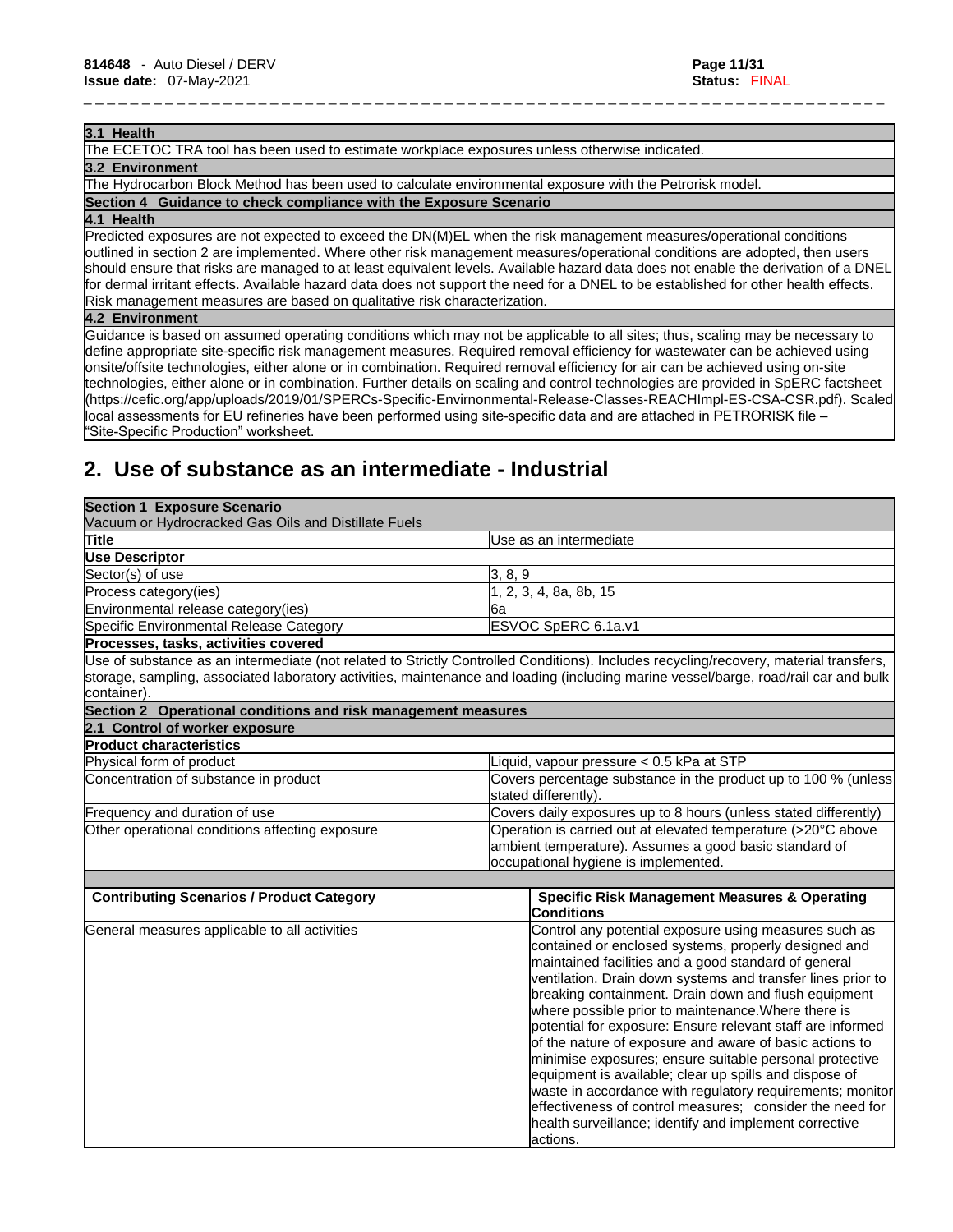| **3.1 Health** |
|---|
| The ECETOC TRA tool has been used to estimate workplace exposures unless otherwise indicated. |
| **3.2 Environment** |
| The Hydrocarbon Block Method has been used to calculate environmental exposure with the Petrorisk model. |
| **Section 4 Guidance to check compliance with the Exposure Scenario** |
| **4.1 Health** |
| Predicted exposures are not expected to exceed the DN(M)EL when the risk management measures/operational conditions outlined in section 2 are implemented. Where other risk management measures/operational conditions are adopted, then users should ensure that risks are managed to at least equivalent levels. Available hazard data does not enable the derivation of a DNEL for dermal irritant effects. Available hazard data does not support the need for a DNEL to be established for other health effects. Risk management measures are based on qualitative risk characterization. |
| **4.2 Environment** |
| Guidance is based on assumed operating conditions which may not be applicable to all sites; thus, scaling may be necessary to define appropriate site-specific risk management measures. Required removal efficiency for wastewater can be achieved using onsite/offsite technologies, either alone or in combination. Required removal efficiency for air can be achieved using on-site technologies, either alone or in combination. Further details on scaling and control technologies are provided in SpERC factsheet (https://cefic.org/app/uploads/2019/01/SPERCs-Specific-Envirnonmental-Release-Classes-REACHImpl-ES-CSA-CSR.pdf). Scaled local assessments for EU refineries have been performed using site-specific data and are attached in PETRORISK file – "Site-Specific Production" worksheet. |

## 2. Use of substance as an intermediate - Industrial

| **Section 1 Exposure Scenario**<br>Vacuum or Hydrocracked Gas Oils and Distillate Fuels | |
|---|---|
| **Title** | Use as an intermediate |
| **Use Descriptor** | |
| Sector(s) of use | 3, 8, 9 |
| Process category(ies) | 1, 2, 3, 4, 8a, 8b, 15 |
| Environmental release category(ies) | 6a |
| Specific Environmental Release Category | ESVOC SpERC 6.1a.v1 |
| **Processes, tasks, activities covered** | |
| Use of substance as an intermediate (not related to Strictly Controlled Conditions). Includes recycling/recovery, material transfers, storage, sampling, associated laboratory activities, maintenance and loading (including marine vessel/barge, road/rail car and bulk container). | |
| **Section 2 Operational conditions and risk management measures** | |
| **2.1 Control of worker exposure** | |
| **Product characteristics** | |
| Physical form of product | Liquid, vapour pressure < 0.5 kPa at STP |
| Concentration of substance in product | Covers percentage substance in the product up to 100 % (unless stated differently). |
| Frequency and duration of use | Covers daily exposures up to 8 hours (unless stated differently) |
| Other operational conditions affecting exposure | Operation is carried out at elevated temperature (>20°C above ambient temperature). Assumes a good basic standard of occupational hygiene is implemented. |

| **Contributing Scenarios / Product Category** | **Specific Risk Management Measures & Operating Conditions** |
|---|---|
| General measures applicable to all activities | Control any potential exposure using measures such as contained or enclosed systems, properly designed and maintained facilities and a good standard of general ventilation. Drain down systems and transfer lines prior to breaking containment. Drain down and flush equipment where possible prior to maintenance.Where there is potential for exposure: Ensure relevant staff are informed of the nature of exposure and aware of basic actions to minimise exposures; ensure suitable personal protective equipment is available; clear up spills and dispose of waste in accordance with regulatory requirements; monitor effectiveness of control measures; consider the need for health surveillance; identify and implement corrective actions. |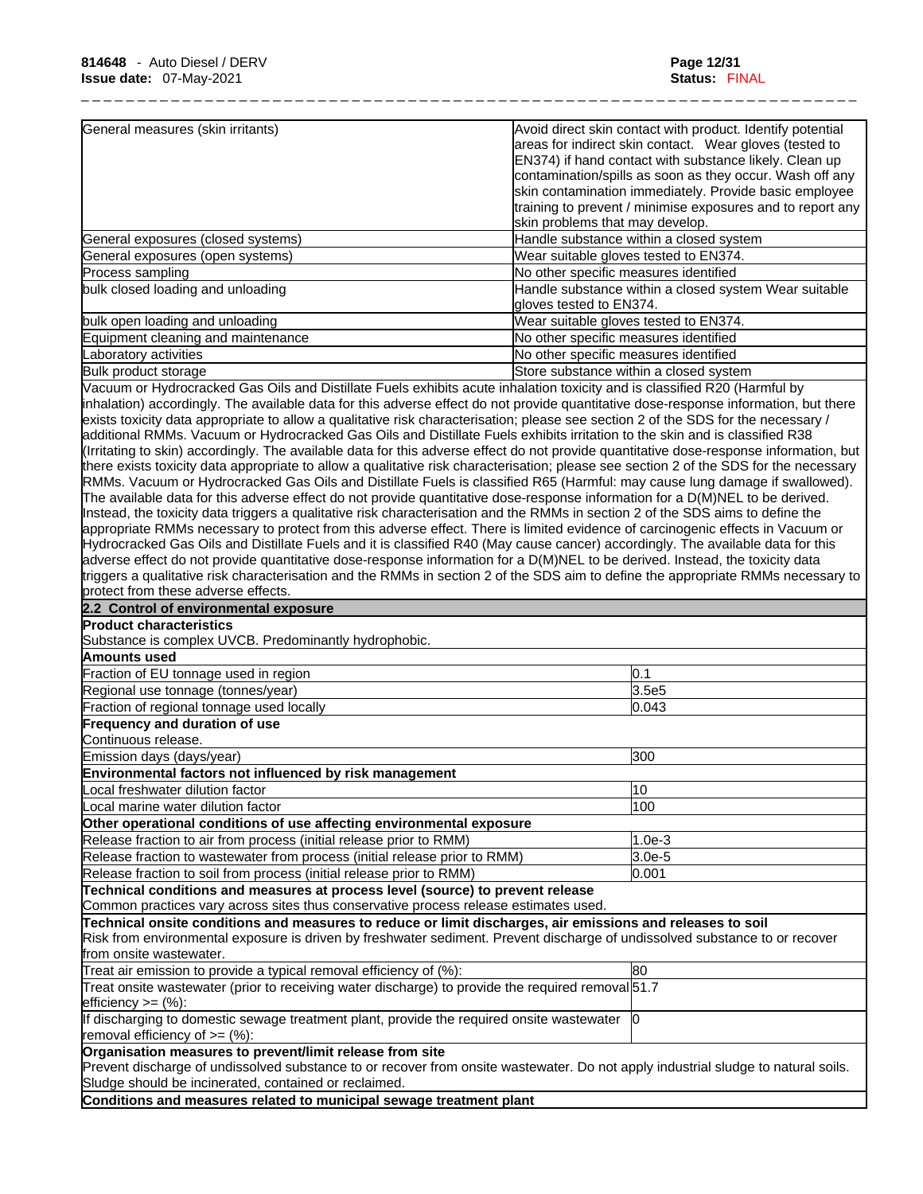| | |
|---|---|
| General measures (skin irritants) | Avoid direct skin contact with product. Identify potential areas for indirect skin contact. Wear gloves (tested to EN374) if hand contact with substance likely. Clean up contamination/spills as soon as they occur. Wash off any skin contamination immediately. Provide basic employee training to prevent / minimise exposures and to report any skin problems that may develop. |
| General exposures (closed systems) | Handle substance within a closed system |
| General exposures (open systems) | Wear suitable gloves tested to EN374. |
| Process sampling | No other specific measures identified |
| bulk closed loading and unloading | Handle substance within a closed system Wear suitable gloves tested to EN374. |
| bulk open loading and unloading | Wear suitable gloves tested to EN374. |
| Equipment cleaning and maintenance | No other specific measures identified |
| Laboratory activities | No other specific measures identified |
| Bulk product storage | Store substance within a closed system |

Vacuum or Hydrocracked Gas Oils and Distillate Fuels exhibits acute inhalation toxicity and is classified R20 (Harmful by inhalation) accordingly. The available data for this adverse effect do not provide quantitative dose-response information, but there exists toxicity data appropriate to allow a qualitative risk characterisation; please see section 2 of the SDS for the necessary / additional RMMs. Vacuum or Hydrocracked Gas Oils and Distillate Fuels exhibits irritation to the skin and is classified R38 (Irritating to skin) accordingly. The available data for this adverse effect do not provide quantitative dose-response information, but there exists toxicity data appropriate to allow a qualitative risk characterisation; please see section 2 of the SDS for the necessary RMMs. Vacuum or Hydrocracked Gas Oils and Distillate Fuels is classified R65 (Harmful: may cause lung damage if swallowed). The available data for this adverse effect do not provide quantitative dose-response information for a D(M)NEL to be derived. Instead, the toxicity data triggers a qualitative risk characterisation and the RMMs in section 2 of the SDS aims to define the appropriate RMMs necessary to protect from this adverse effect. There is limited evidence of carcinogenic effects in Vacuum or Hydrocracked Gas Oils and Distillate Fuels and it is classified R40 (May cause cancer) accordingly. The available data for this adverse effect do not provide quantitative dose-response information for a D(M)NEL to be derived. Instead, the toxicity data triggers a qualitative risk characterisation and the RMMs in section 2 of the SDS aim to define the appropriate RMMs necessary to protect from these adverse effects.

**2.2 Control of environmental exposure**

**Product characteristics**

Substance is complex UVCB. Predominantly hydrophobic.

**Amounts used**

| | |
|---|---|
| Fraction of EU tonnage used in region | 0.1 |
| Regional use tonnage (tonnes/year) | 3.5e5 |
| Fraction of regional tonnage used locally | 0.043 |

**Frequency and duration of use**

Continuous release.

| | |
|---|---|
| Emission days (days/year) | 300 |

**Environmental factors not influenced by risk management**

| | |
|---|---|
| Local freshwater dilution factor | 10 |
| Local marine water dilution factor | 100 |

**Other operational conditions of use affecting environmental exposure**

| | |
|---|---|
| Release fraction to air from process (initial release prior to RMM) | 1.0e-3 |
| Release fraction to wastewater from process (initial release prior to RMM) | 3.0e-5 |
| Release fraction to soil from process (initial release prior to RMM) | 0.001 |

**Technical conditions and measures at process level (source) to prevent release**

Common practices vary across sites thus conservative process release estimates used.

**Technical onsite conditions and measures to reduce or limit discharges, air emissions and releases to soil**

Risk from environmental exposure is driven by freshwater sediment. Prevent discharge of undissolved substance to or recover from onsite wastewater.

| | |
|---|---|
| Treat air emission to provide a typical removal efficiency of (%): | 80 |
| Treat onsite wastewater (prior to receiving water discharge) to provide the required removal efficiency >= (%): | 51.7 |
| If discharging to domestic sewage treatment plant, provide the required onsite wastewater removal efficiency of >= (%): | 0 |

**Organisation measures to prevent/limit release from site**

Prevent discharge of undissolved substance to or recover from onsite wastewater. Do not apply industrial sludge to natural soils. Sludge should be incinerated, contained or reclaimed.

**Conditions and measures related to municipal sewage treatment plant**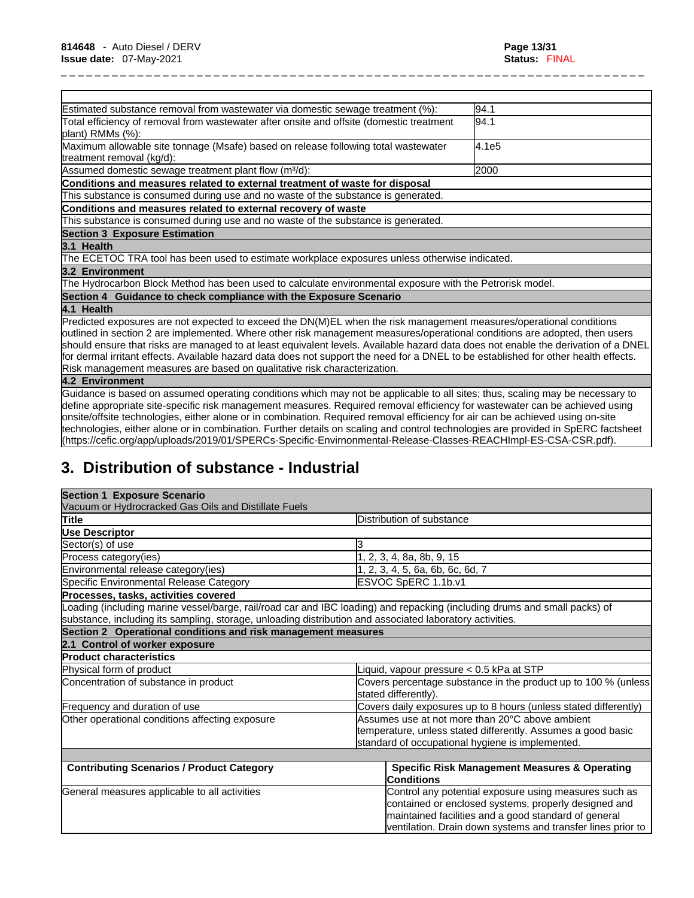| | |
|---|---|
| Estimated substance removal from wastewater via domestic sewage treatment (%): | 94.1 |
| Total efficiency of removal from wastewater after onsite and offsite (domestic treatment plant) RMMs (%): | 94.1 |
| Maximum allowable site tonnage (Msafe) based on release following total wastewater treatment removal (kg/d): | 4.1e5 |
| Assumed domestic sewage treatment plant flow ($m^3/d$): | 2000 |
| **Conditions and measures related to external treatment of waste for disposal** | |
| This substance is consumed during use and no waste of the substance is generated. | |
| **Conditions and measures related to external recovery of waste** | |
| This substance is consumed during use and no waste of the substance is generated. | |
| **Section 3 Exposure Estimation** | |
| **3.1 Health** | |
| The ECETOC TRA tool has been used to estimate workplace exposures unless otherwise indicated. | |
| **3.2 Environment** | |
| The Hydrocarbon Block Method has been used to calculate environmental exposure with the Petrorisk model. | |
| **Section 4 Guidance to check compliance with the Exposure Scenario** | |
| **4.1 Health** | |
| Predicted exposures are not expected to exceed the DN(M)EL when the risk management measures/operational conditions outlined in section 2 are implemented. Where other risk management measures/operational conditions are adopted, then users should ensure that risks are managed to at least equivalent levels. Available hazard data does not enable the derivation of a DNEL for dermal irritant effects. Available hazard data does not support the need for a DNEL to be established for other health effects. Risk management measures are based on qualitative risk characterization. | |
| **4.2 Environment** | |
| Guidance is based on assumed operating conditions which may not be applicable to all sites; thus, scaling may be necessary to define appropriate site-specific risk management measures. Required removal efficiency for wastewater can be achieved using onsite/offsite technologies, either alone or in combination. Required removal efficiency for air can be achieved using on-site technologies, either alone or in combination. Further details on scaling and control technologies are provided in SpERC factsheet (https://cefic.org/app/uploads/2019/01/SPERCs-Specific-Envirnonmental-Release-Classes-REACHImpl-ES-CSA-CSR.pdf). | |

## 3. Distribution of substance - Industrial

| **Section 1 Exposure Scenario** Vacuum or Hydrocracked Gas Oils and Distillate Fuels | |
|---|---|
| **Title** | Distribution of substance |
| **Use Descriptor** | |
| Sector(s) of use | 3 |
| Process category(ies) | 1, 2, 3, 4, 8a, 8b, 9, 15 |
| Environmental release category(ies) | 1, 2, 3, 4, 5, 6a, 6b, 6c, 6d, 7 |
| Specific Environmental Release Category | ESVOC SpERC 1.1b.v1 |
| **Processes, tasks, activities covered** | |
| Loading (including marine vessel/barge, rail/road car and IBC loading) and repacking (including drums and small packs) of substance, including its sampling, storage, unloading distribution and associated laboratory activities. | |
| **Section 2 Operational conditions and risk management measures** | |
| **2.1 Control of worker exposure** | |
| **Product characteristics** | |
| Physical form of product | Liquid, vapour pressure < 0.5 kPa at STP |
| Concentration of substance in product | Covers percentage substance in the product up to 100 % (unless stated differently). |
| Frequency and duration of use | Covers daily exposures up to 8 hours (unless stated differently) |
| Other operational conditions affecting exposure | Assumes use at not more than 20°C above ambient temperature, unless stated differently. Assumes a good basic standard of occupational hygiene is implemented. |

| **Contributing Scenarios / Product Category** | **Specific Risk Management Measures & Operating Conditions** |
|---|---|
| General measures applicable to all activities | Control any potential exposure using measures such as contained or enclosed systems, properly designed and maintained facilities and a good standard of general ventilation. Drain down systems and transfer lines prior to |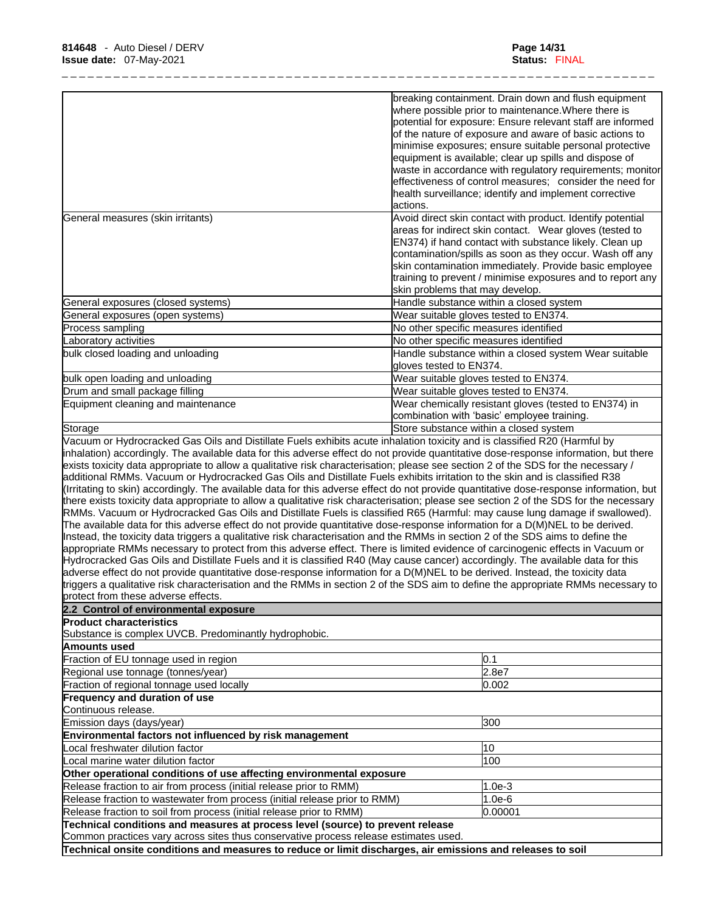| | |
|---|---|
| | breaking containment. Drain down and flush equipment where possible prior to maintenance.Where there is potential for exposure: Ensure relevant staff are informed of the nature of exposure and aware of basic actions to minimise exposures; ensure suitable personal protective equipment is available; clear up spills and dispose of waste in accordance with regulatory requirements; monitor effectiveness of control measures; consider the need for health surveillance; identify and implement corrective actions. |
| General measures (skin irritants) | Avoid direct skin contact with product. Identify potential areas for indirect skin contact. Wear gloves (tested to EN374) if hand contact with substance likely. Clean up contamination/spills as soon as they occur. Wash off any skin contamination immediately. Provide basic employee training to prevent / minimise exposures and to report any skin problems that may develop. |
| General exposures (closed systems) | Handle substance within a closed system |
| General exposures (open systems) | Wear suitable gloves tested to EN374. |
| Process sampling | No other specific measures identified |
| Laboratory activities | No other specific measures identified |
| bulk closed loading and unloading | Handle substance within a closed system Wear suitable gloves tested to EN374. |
| bulk open loading and unloading | Wear suitable gloves tested to EN374. |
| Drum and small package filling | Wear suitable gloves tested to EN374. |
| Equipment cleaning and maintenance | Wear chemically resistant gloves (tested to EN374) in combination with 'basic' employee training. |
| Storage | Store substance within a closed system |

Vacuum or Hydrocracked Gas Oils and Distillate Fuels exhibits acute inhalation toxicity and is classified R20 (Harmful by inhalation) accordingly. The available data for this adverse effect do not provide quantitative dose-response information, but there exists toxicity data appropriate to allow a qualitative risk characterisation; please see section 2 of the SDS for the necessary / additional RMMs. Vacuum or Hydrocracked Gas Oils and Distillate Fuels exhibits irritation to the skin and is classified R38 (Irritating to skin) accordingly. The available data for this adverse effect do not provide quantitative dose-response information, but there exists toxicity data appropriate to allow a qualitative risk characterisation; please see section 2 of the SDS for the necessary RMMs. Vacuum or Hydrocracked Gas Oils and Distillate Fuels is classified R65 (Harmful: may cause lung damage if swallowed). The available data for this adverse effect do not provide quantitative dose-response information for a D(M)NEL to be derived. Instead, the toxicity data triggers a qualitative risk characterisation and the RMMs in section 2 of the SDS aims to define the appropriate RMMs necessary to protect from this adverse effect. There is limited evidence of carcinogenic effects in Vacuum or Hydrocracked Gas Oils and Distillate Fuels and it is classified R40 (May cause cancer) accordingly. The available data for this adverse effect do not provide quantitative dose-response information for a D(M)NEL to be derived. Instead, the toxicity data triggers a qualitative risk characterisation and the RMMs in section 2 of the SDS aim to define the appropriate RMMs necessary to protect from these adverse effects.

**2.2 Control of environmental exposure**

**Product characteristics**

Substance is complex UVCB. Predominantly hydrophobic.

| **Amounts used** | |
|---|---|
| Fraction of EU tonnage used in region | 0.1 |
| Regional use tonnage (tonnes/year) | 2.8e7 |
| Fraction of regional tonnage used locally | 0.002 |
| **Frequency and duration of use** | |
| Continuous release. | |
| Emission days (days/year) | 300 |
| **Environmental factors not influenced by risk management** | |
| Local freshwater dilution factor | 10 |
| Local marine water dilution factor | 100 |
| **Other operational conditions of use affecting environmental exposure** | |
| Release fraction to air from process (initial release prior to RMM) | 1.0e-3 |
| Release fraction to wastewater from process (initial release prior to RMM) | 1.0e-6 |
| Release fraction to soil from process (initial release prior to RMM) | 0.00001 |

**Technical conditions and measures at process level (source) to prevent release**

Common practices vary across sites thus conservative process release estimates used.

**Technical onsite conditions and measures to reduce or limit discharges, air emissions and releases to soil**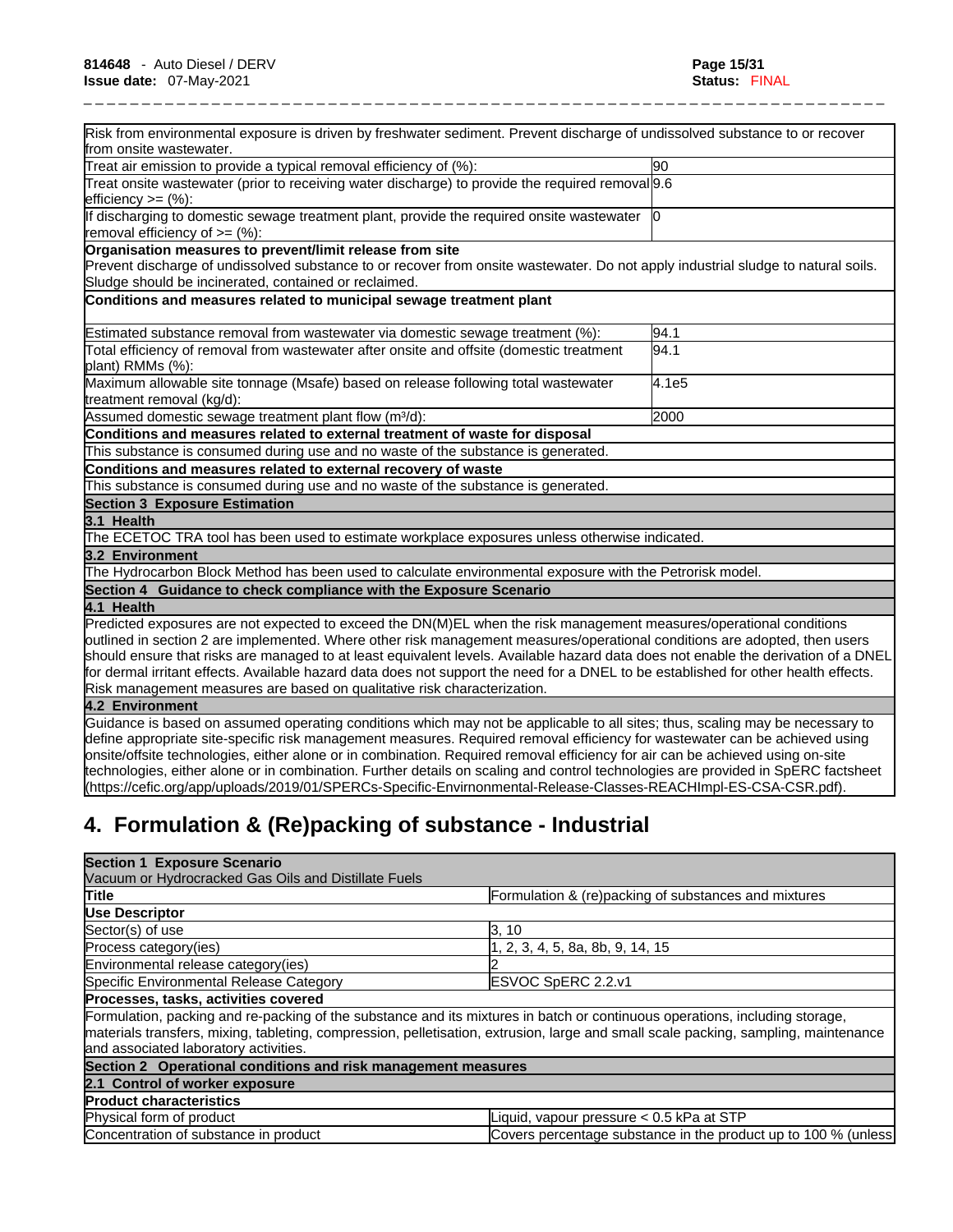| | |
|---|---|
| Risk from environmental exposure is driven by freshwater sediment. Prevent discharge of undissolved substance to or recover from onsite wastewater. | |
| Treat air emission to provide a typical removal efficiency of (%): | 90 |
| Treat onsite wastewater (prior to receiving water discharge) to provide the required removal efficiency >= (%): | 9.6 |
| If discharging to domestic sewage treatment plant, provide the required onsite wastewater removal efficiency of >= (%): | 0 |
| **Organisation measures to prevent/limit release from site** Prevent discharge of undissolved substance to or recover from onsite wastewater. Do not apply industrial sludge to natural soils. Sludge should be incinerated, contained or reclaimed. | |
| **Conditions and measures related to municipal sewage treatment plant** | |
| Estimated substance removal from wastewater via domestic sewage treatment (%): | 94.1 |
| Total efficiency of removal from wastewater after onsite and offsite (domestic treatment plant) RMMs (%): | 94.1 |
| Maximum allowable site tonnage (Msafe) based on release following total wastewater treatment removal (kg/d): | 4.1e5 |
| Assumed domestic sewage treatment plant flow (m³/d): | 2000 |
| **Conditions and measures related to external treatment of waste for disposal** | |
| This substance is consumed during use and no waste of the substance is generated. | |
| **Conditions and measures related to external recovery of waste** | |
| This substance is consumed during use and no waste of the substance is generated. | |
| **Section 3 Exposure Estimation** | |
| **3.1 Health** | |
| The ECETOC TRA tool has been used to estimate workplace exposures unless otherwise indicated. | |
| **3.2 Environment** | |
| The Hydrocarbon Block Method has been used to calculate environmental exposure with the Petrorisk model. | |
| **Section 4 Guidance to check compliance with the Exposure Scenario** | |
| **4.1 Health** | |
| Predicted exposures are not expected to exceed the DN(M)EL when the risk management measures/operational conditions outlined in section 2 are implemented. Where other risk management measures/operational conditions are adopted, then users should ensure that risks are managed to at least equivalent levels. Available hazard data does not enable the derivation of a DNEL for dermal irritant effects. Available hazard data does not support the need for a DNEL to be established for other health effects. Risk management measures are based on qualitative risk characterization. | |
| **4.2 Environment** | |
| Guidance is based on assumed operating conditions which may not be applicable to all sites; thus, scaling may be necessary to define appropriate site-specific risk management measures. Required removal efficiency for wastewater can be achieved using onsite/offsite technologies, either alone or in combination. Required removal efficiency for air can be achieved using on-site technologies, either alone or in combination. Further details on scaling and control technologies are provided in SpERC factsheet (https://cefic.org/app/uploads/2019/01/SPERCs-Specific-Envirnonmental-Release-Classes-REACHImpl-ES-CSA-CSR.pdf). | |

# 4. Formulation & (Re)packing of substance - Industrial

| | |
|---|---|
| **Section 1 Exposure Scenario** Vacuum or Hydrocracked Gas Oils and Distillate Fuels | |
| **Title** | Formulation & (re)packing of substances and mixtures |
| **Use Descriptor** | |
| Sector(s) of use | 3, 10 |
| Process category(ies) | 1, 2, 3, 4, 5, 8a, 8b, 9, 14, 15 |
| Environmental release category(ies) | 2 |
| Specific Environmental Release Category | ESVOC SpERC 2.2.v1 |
| **Processes, tasks, activities covered** | |
| Formulation, packing and re-packing of the substance and its mixtures in batch or continuous operations, including storage, materials transfers, mixing, tableting, compression, pelletisation, extrusion, large and small scale packing, sampling, maintenance and associated laboratory activities. | |
| **Section 2 Operational conditions and risk management measures** | |
| **2.1 Control of worker exposure** | |
| **Product characteristics** | |
| Physical form of product | Liquid, vapour pressure < 0.5 kPa at STP |
| Concentration of substance in product | Covers percentage substance in the product up to 100 % (unless |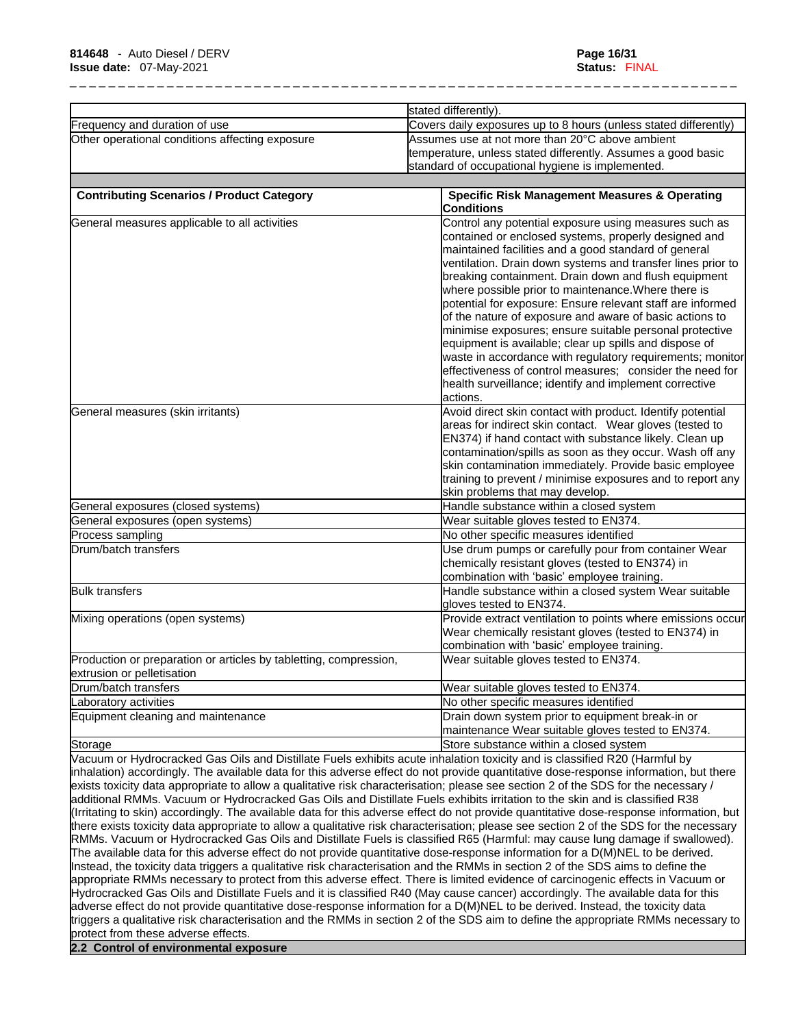| | |
|---|---|
| | stated differently). |
| Frequency and duration of use | Covers daily exposures up to 8 hours (unless stated differently) |
| Other operational conditions affecting exposure | Assumes use at not more than 20°C above ambient temperature, unless stated differently. Assumes a good basic standard of occupational hygiene is implemented. |

| **Contributing Scenarios / Product Category** | **Specific Risk Management Measures & Operating Conditions** |
|---|---|
| General measures applicable to all activities | Control any potential exposure using measures such as contained or enclosed systems, properly designed and maintained facilities and a good standard of general ventilation. Drain down systems and transfer lines prior to breaking containment. Drain down and flush equipment where possible prior to maintenance.Where there is potential for exposure: Ensure relevant staff are informed of the nature of exposure and aware of basic actions to minimise exposures; ensure suitable personal protective equipment is available; clear up spills and dispose of waste in accordance with regulatory requirements; monitor effectiveness of control measures; consider the need for health surveillance; identify and implement corrective actions. |
| General measures (skin irritants) | Avoid direct skin contact with product. Identify potential areas for indirect skin contact. Wear gloves (tested to EN374) if hand contact with substance likely. Clean up contamination/spills as soon as they occur. Wash off any skin contamination immediately. Provide basic employee training to prevent / minimise exposures and to report any skin problems that may develop. |
| General exposures (closed systems) | Handle substance within a closed system |
| General exposures (open systems) | Wear suitable gloves tested to EN374. |
| Process sampling | No other specific measures identified |
| Drum/batch transfers | Use drum pumps or carefully pour from container Wear chemically resistant gloves (tested to EN374) in combination with 'basic' employee training. |
| Bulk transfers | Handle substance within a closed system Wear suitable gloves tested to EN374. |
| Mixing operations (open systems) | Provide extract ventilation to points where emissions occur Wear chemically resistant gloves (tested to EN374) in combination with 'basic' employee training. |
| Production or preparation or articles by tabletting, compression, extrusion or pelletisation | Wear suitable gloves tested to EN374. |
| Drum/batch transfers | Wear suitable gloves tested to EN374. |
| Laboratory activities | No other specific measures identified |
| Equipment cleaning and maintenance | Drain down system prior to equipment break-in or maintenance Wear suitable gloves tested to EN374. |
| Storage | Store substance within a closed system |

Vacuum or Hydrocracked Gas Oils and Distillate Fuels exhibits acute inhalation toxicity and is classified R20 (Harmful by inhalation) accordingly. The available data for this adverse effect do not provide quantitative dose-response information, but there exists toxicity data appropriate to allow a qualitative risk characterisation; please see section 2 of the SDS for the necessary / additional RMMs. Vacuum or Hydrocracked Gas Oils and Distillate Fuels exhibits irritation to the skin and is classified R38 (Irritating to skin) accordingly. The available data for this adverse effect do not provide quantitative dose-response information, but there exists toxicity data appropriate to allow a qualitative risk characterisation; please see section 2 of the SDS for the necessary RMMs. Vacuum or Hydrocracked Gas Oils and Distillate Fuels is classified R65 (Harmful: may cause lung damage if swallowed). The available data for this adverse effect do not provide quantitative dose-response information for a D(M)NEL to be derived. Instead, the toxicity data triggers a qualitative risk characterisation and the RMMs in section 2 of the SDS aims to define the appropriate RMMs necessary to protect from this adverse effect. There is limited evidence of carcinogenic effects in Vacuum or Hydrocracked Gas Oils and Distillate Fuels and it is classified R40 (May cause cancer) accordingly. The available data for this adverse effect do not provide quantitative dose-response information for a D(M)NEL to be derived. Instead, the toxicity data triggers a qualitative risk characterisation and the RMMs in section 2 of the SDS aim to define the appropriate RMMs necessary to protect from these adverse effects.

**2.2 Control of environmental exposure**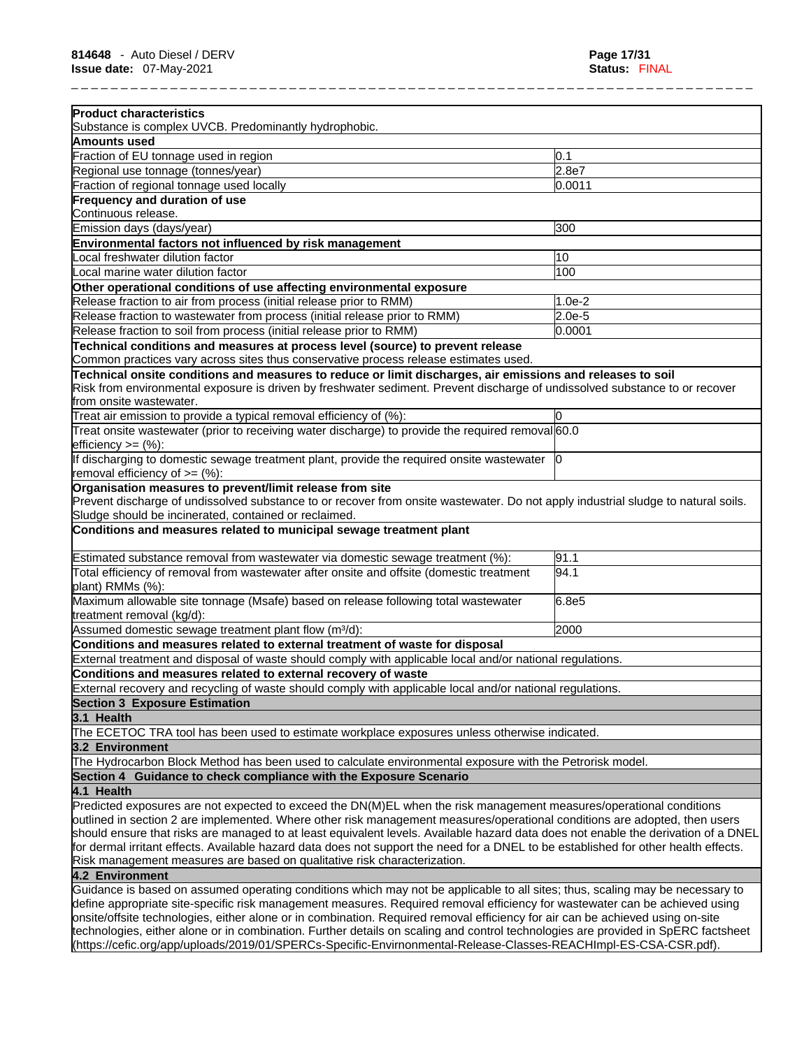| | |
|---|---|
| **Product characteristics** | |
| Substance is complex UVCB. Predominantly hydrophobic. | |
| **Amounts used** | |
| Fraction of EU tonnage used in region | 0.1 |
| Regional use tonnage (tonnes/year) | 2.8e7 |
| Fraction of regional tonnage used locally | 0.0011 |
| **Frequency and duration of use** | |
| Continuous release. | |
| Emission days (days/year) | 300 |
| **Environmental factors not influenced by risk management** | |
| Local freshwater dilution factor | 10 |
| Local marine water dilution factor | 100 |
| **Other operational conditions of use affecting environmental exposure** | |
| Release fraction to air from process (initial release prior to RMM) | 1.0e-2 |
| Release fraction to wastewater from process (initial release prior to RMM) | 2.0e-5 |
| Release fraction to soil from process (initial release prior to RMM) | 0.0001 |
| **Technical conditions and measures at process level (source) to prevent release** | |
| Common practices vary across sites thus conservative process release estimates used. | |
| **Technical onsite conditions and measures to reduce or limit discharges, air emissions and releases to soil** | |
| Risk from environmental exposure is driven by freshwater sediment. Prevent discharge of undissolved substance to or recover from onsite wastewater. | |
| Treat air emission to provide a typical removal efficiency of (%): | 0 |
| Treat onsite wastewater (prior to receiving water discharge) to provide the required removal efficiency >= (%): | 60.0 |
| If discharging to domestic sewage treatment plant, provide the required onsite wastewater removal efficiency of >= (%): | 0 |
| **Organisation measures to prevent/limit release from site** | |
| Prevent discharge of undissolved substance to or recover from onsite wastewater. Do not apply industrial sludge to natural soils. Sludge should be incinerated, contained or reclaimed. | |
| **Conditions and measures related to municipal sewage treatment plant** | |
| Estimated substance removal from wastewater via domestic sewage treatment (%): | 91.1 |
| Total efficiency of removal from wastewater after onsite and offsite (domestic treatment plant) RMMs (%): | 94.1 |
| Maximum allowable site tonnage (Msafe) based on release following total wastewater treatment removal (kg/d): | 6.8e5 |
| Assumed domestic sewage treatment plant flow (m³/d): | 2000 |
| **Conditions and measures related to external treatment of waste for disposal** | |
| External treatment and disposal of waste should comply with applicable local and/or national regulations. | |
| **Conditions and measures related to external recovery of waste** | |
| External recovery and recycling of waste should comply with applicable local and/or national regulations. | |

## Section 3 Exposure Estimation

### 3.1 Health

The ECETOC TRA tool has been used to estimate workplace exposures unless otherwise indicated.

### 3.2 Environment

The Hydrocarbon Block Method has been used to calculate environmental exposure with the Petrorisk model.

## Section 4 Guidance to check compliance with the Exposure Scenario

### 4.1 Health

Predicted exposures are not expected to exceed the DN(M)EL when the risk management measures/operational conditions outlined in section 2 are implemented. Where other risk management measures/operational conditions are adopted, then users should ensure that risks are managed to at least equivalent levels. Available hazard data does not enable the derivation of a DNEL for dermal irritant effects. Available hazard data does not support the need for a DNEL to be established for other health effects. Risk management measures are based on qualitative risk characterization.

### 4.2 Environment

Guidance is based on assumed operating conditions which may not be applicable to all sites; thus, scaling may be necessary to define appropriate site-specific risk management measures. Required removal efficiency for wastewater can be achieved using onsite/offsite technologies, either alone or in combination. Required removal efficiency for air can be achieved using on-site technologies, either alone or in combination. Further details on scaling and control technologies are provided in SpERC factsheet (https://cefic.org/app/uploads/2019/01/SPERCs-Specific-Envirnonmental-Release-Classes-REACHImpl-ES-CSA-CSR.pdf).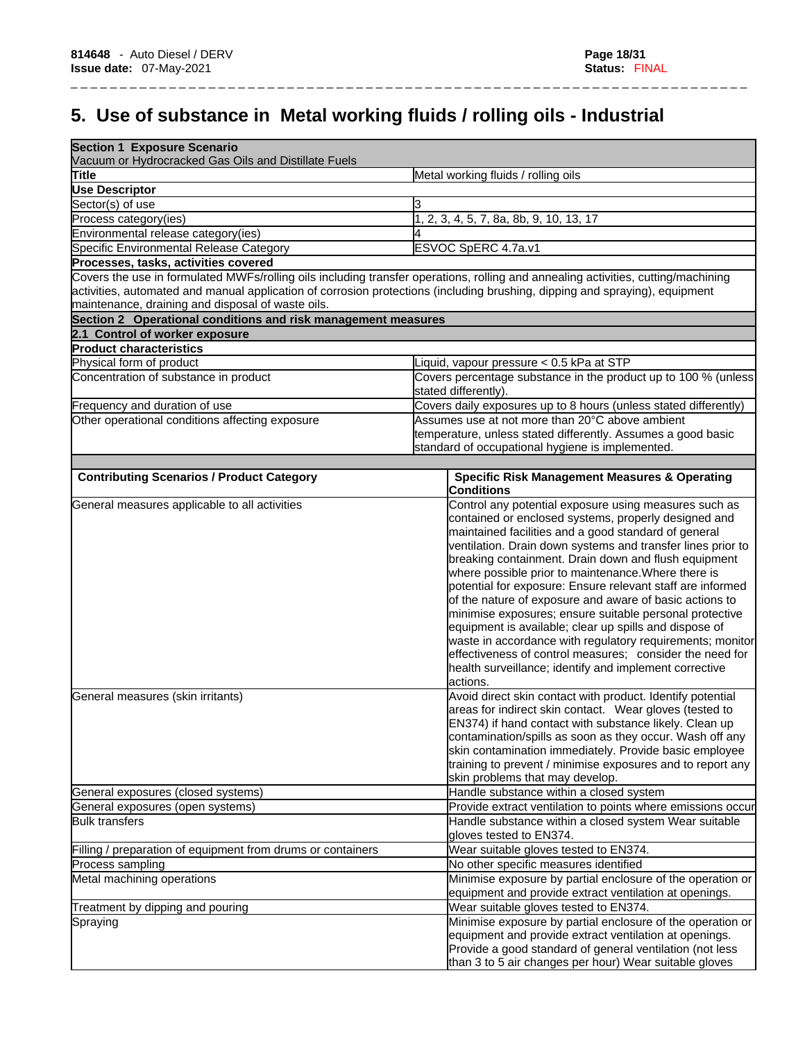# 5. Use of substance in Metal working fluids / rolling oils - Industrial

| **Section 1 Exposure Scenario** | |
|---|---|
| Vacuum or Hydrocracked Gas Oils and Distillate Fuels | |
| **Title** | Metal working fluids / rolling oils |
| **Use Descriptor** | |
| Sector(s) of use | 3 |
| Process category(ies) | 1, 2, 3, 4, 5, 7, 8a, 8b, 9, 10, 13, 17 |
| Environmental release category(ies) | 4 |
| Specific Environmental Release Category | ESVOC SpERC 4.7a.v1 |
| **Processes, tasks, activities covered** | |
| Covers the use in formulated MWFs/rolling oils including transfer operations, rolling and annealing activities, cutting/machining activities, automated and manual application of corrosion protections (including brushing, dipping and spraying), equipment maintenance, draining and disposal of waste oils. | |
| **Section 2 Operational conditions and risk management measures** | |
| **2.1 Control of worker exposure** | |
| **Product characteristics** | |
| Physical form of product | Liquid, vapour pressure < 0.5 kPa at STP |
| Concentration of substance in product | Covers percentage substance in the product up to 100 % (unless stated differently). |
| Frequency and duration of use | Covers daily exposures up to 8 hours (unless stated differently) |
| Other operational conditions affecting exposure | Assumes use at not more than 20°C above ambient temperature, unless stated differently. Assumes a good basic standard of occupational hygiene is implemented. |

| **Contributing Scenarios / Product Category** | **Specific Risk Management Measures & Operating Conditions** |
|---|---|
| General measures applicable to all activities | Control any potential exposure using measures such as contained or enclosed systems, properly designed and maintained facilities and a good standard of general ventilation. Drain down systems and transfer lines prior to breaking containment. Drain down and flush equipment where possible prior to maintenance.Where there is potential for exposure: Ensure relevant staff are informed of the nature of exposure and aware of basic actions to minimise exposures; ensure suitable personal protective equipment is available; clear up spills and dispose of waste in accordance with regulatory requirements; monitor effectiveness of control measures; consider the need for health surveillance; identify and implement corrective actions. |
| General measures (skin irritants) | Avoid direct skin contact with product. Identify potential areas for indirect skin contact. Wear gloves (tested to EN374) if hand contact with substance likely. Clean up contamination/spills as soon as they occur. Wash off any skin contamination immediately. Provide basic employee training to prevent / minimise exposures and to report any skin problems that may develop. |
| General exposures (closed systems) | Handle substance within a closed system |
| General exposures (open systems) | Provide extract ventilation to points where emissions occur |
| Bulk transfers | Handle substance within a closed system Wear suitable gloves tested to EN374. |
| Filling / preparation of equipment from drums or containers | Wear suitable gloves tested to EN374. |
| Process sampling | No other specific measures identified |
| Metal machining operations | Minimise exposure by partial enclosure of the operation or equipment and provide extract ventilation at openings. |
| Treatment by dipping and pouring | Wear suitable gloves tested to EN374. |
| Spraying | Minimise exposure by partial enclosure of the operation or equipment and provide extract ventilation at openings. Provide a good standard of general ventilation (not less than 3 to 5 air changes per hour) Wear suitable gloves |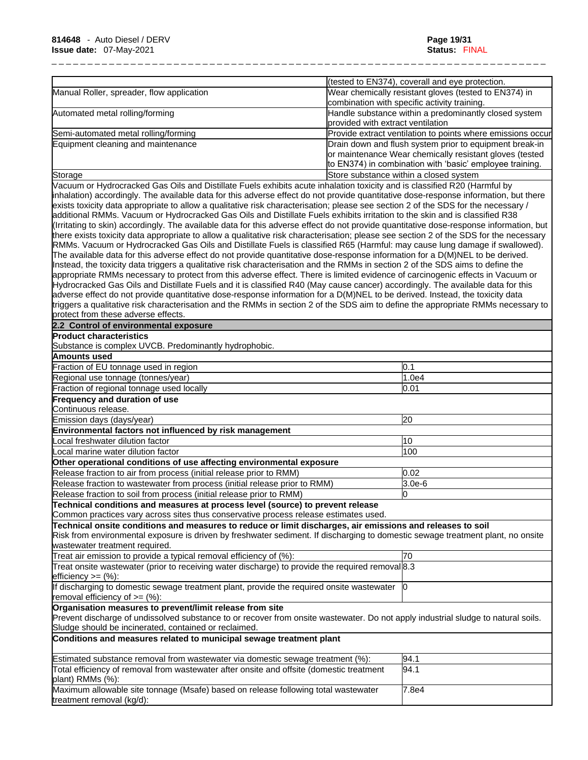| | |
|---|---|
| | (tested to EN374), coverall and eye protection. |
| Manual Roller, spreader, flow application | Wear chemically resistant gloves (tested to EN374) in combination with specific activity training. |
| Automated metal rolling/forming | Handle substance within a predominantly closed system provided with extract ventilation |
| Semi-automated metal rolling/forming | Provide extract ventilation to points where emissions occur |
| Equipment cleaning and maintenance | Drain down and flush system prior to equipment break-in or maintenance Wear chemically resistant gloves (tested to EN374) in combination with 'basic' employee training. |
| Storage | Store substance within a closed system |

Vacuum or Hydrocracked Gas Oils and Distillate Fuels exhibits acute inhalation toxicity and is classified R20 (Harmful by inhalation) accordingly. The available data for this adverse effect do not provide quantitative dose-response information, but there exists toxicity data appropriate to allow a qualitative risk characterisation; please see section 2 of the SDS for the necessary / additional RMMs. Vacuum or Hydrocracked Gas Oils and Distillate Fuels exhibits irritation to the skin and is classified R38 (Irritating to skin) accordingly. The available data for this adverse effect do not provide quantitative dose-response information, but there exists toxicity data appropriate to allow a qualitative risk characterisation; please see section 2 of the SDS for the necessary RMMs. Vacuum or Hydrocracked Gas Oils and Distillate Fuels is classified R65 (Harmful: may cause lung damage if swallowed). The available data for this adverse effect do not provide quantitative dose-response information for a D(M)NEL to be derived. Instead, the toxicity data triggers a qualitative risk characterisation and the RMMs in section 2 of the SDS aims to define the appropriate RMMs necessary to protect from this adverse effect. There is limited evidence of carcinogenic effects in Vacuum or Hydrocracked Gas Oils and Distillate Fuels and it is classified R40 (May cause cancer) accordingly. The available data for this adverse effect do not provide quantitative dose-response information for a D(M)NEL to be derived. Instead, the toxicity data triggers a qualitative risk characterisation and the RMMs in section 2 of the SDS aim to define the appropriate RMMs necessary to protect from these adverse effects.

**2.2 Control of environmental exposure**

**Product characteristics**

Substance is complex UVCB. Predominantly hydrophobic.

**Amounts used**

| | |
|---|---|
| Fraction of EU tonnage used in region | 0.1 |
| Regional use tonnage (tonnes/year) | 1.0e4 |
| Fraction of regional tonnage used locally | 0.01 |

**Frequency and duration of use**

Continuous release.

| | |
|---|---|
| Emission days (days/year) | 20 |

**Environmental factors not influenced by risk management**

| | |
|---|---|
| Local freshwater dilution factor | 10 |
| Local marine water dilution factor | 100 |

**Other operational conditions of use affecting environmental exposure**

| | |
|---|---|
| Release fraction to air from process (initial release prior to RMM) | 0.02 |
| Release fraction to wastewater from process (initial release prior to RMM) | 3.0e-6 |
| Release fraction to soil from process (initial release prior to RMM) | 0 |

**Technical conditions and measures at process level (source) to prevent release**

Common practices vary across sites thus conservative process release estimates used.

**Technical onsite conditions and measures to reduce or limit discharges, air emissions and releases to soil**

Risk from environmental exposure is driven by freshwater sediment. If discharging to domestic sewage treatment plant, no onsite wastewater treatment required.

| | |
|---|---|
| Treat air emission to provide a typical removal efficiency of (%): | 70 |
| Treat onsite wastewater (prior to receiving water discharge) to provide the required removal efficiency >= (%): | 8.3 |
| If discharging to domestic sewage treatment plant, provide the required onsite wastewater removal efficiency of >= (%): | 0 |

**Organisation measures to prevent/limit release from site**

Prevent discharge of undissolved substance to or recover from onsite wastewater. Do not apply industrial sludge to natural soils. Sludge should be incinerated, contained or reclaimed.

**Conditions and measures related to municipal sewage treatment plant**

| | |
|---|---|
| Estimated substance removal from wastewater via domestic sewage treatment (%): | 94.1 |
| Total efficiency of removal from wastewater after onsite and offsite (domestic treatment plant) RMMs (%): | 94.1 |
| Maximum allowable site tonnage (Msafe) based on release following total wastewater treatment removal (kg/d): | 7.8e4 |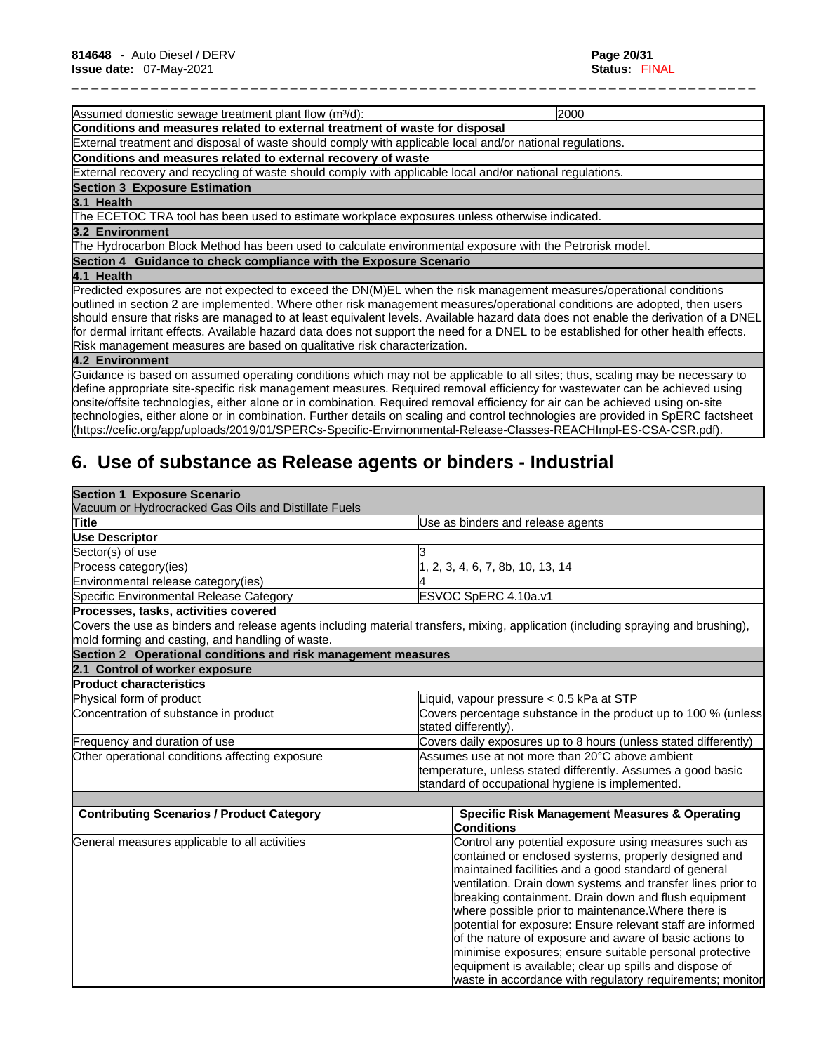| | |
|---|---|
| Assumed domestic sewage treatment plant flow ($m^3/d$): | 2000 |
| **Conditions and measures related to external treatment of waste for disposal** | |
| External treatment and disposal of waste should comply with applicable local and/or national regulations. | |
| **Conditions and measures related to external recovery of waste** | |
| External recovery and recycling of waste should comply with applicable local and/or national regulations. | |
| **Section 3 Exposure Estimation** | |
| **3.1 Health** | |
| The ECETOC TRA tool has been used to estimate workplace exposures unless otherwise indicated. | |
| **3.2 Environment** | |
| The Hydrocarbon Block Method has been used to calculate environmental exposure with the Petrorisk model. | |
| **Section 4 Guidance to check compliance with the Exposure Scenario** | |
| **4.1 Health** | |
| Predicted exposures are not expected to exceed the DN(M)EL when the risk management measures/operational conditions outlined in section 2 are implemented. Where other risk management measures/operational conditions are adopted, then users should ensure that risks are managed to at least equivalent levels. Available hazard data does not enable the derivation of a DNEL for dermal irritant effects. Available hazard data does not support the need for a DNEL to be established for other health effects. Risk management measures are based on qualitative risk characterization. | |
| **4.2 Environment** | |
| Guidance is based on assumed operating conditions which may not be applicable to all sites; thus, scaling may be necessary to define appropriate site-specific risk management measures. Required removal efficiency for wastewater can be achieved using onsite/offsite technologies, either alone or in combination. Required removal efficiency for air can be achieved using on-site technologies, either alone or in combination. Further details on scaling and control technologies are provided in SpERC factsheet (https://cefic.org/app/uploads/2019/01/SPERCs-Specific-Envirnonmental-Release-Classes-REACHImpl-ES-CSA-CSR.pdf). | |

## 6. Use of substance as Release agents or binders - Industrial

| | |
|---|---|
| **Section 1 Exposure Scenario**<br>Vacuum or Hydrocracked Gas Oils and Distillate Fuels | |
| **Title** | Use as binders and release agents |
| **Use Descriptor** | |
| Sector(s) of use | 3 |
| Process category(ies) | 1, 2, 3, 4, 6, 7, 8b, 10, 13, 14 |
| Environmental release category(ies) | 4 |
| Specific Environmental Release Category | ESVOC SpERC 4.10a.v1 |
| **Processes, tasks, activities covered** | |
| Covers the use as binders and release agents including material transfers, mixing, application (including spraying and brushing), mold forming and casting, and handling of waste. | |
| **Section 2 Operational conditions and risk management measures** | |
| **2.1 Control of worker exposure** | |
| **Product characteristics** | |
| Physical form of product | Liquid, vapour pressure < 0.5 kPa at STP |
| Concentration of substance in product | Covers percentage substance in the product up to 100 % (unless stated differently). |
| Frequency and duration of use | Covers daily exposures up to 8 hours (unless stated differently) |
| Other operational conditions affecting exposure | Assumes use at not more than 20°C above ambient temperature, unless stated differently. Assumes a good basic standard of occupational hygiene is implemented. |

| Contributing Scenarios / Product Category | Specific Risk Management Measures & Operating Conditions |
|---|---|
| General measures applicable to all activities | Control any potential exposure using measures such as contained or enclosed systems, properly designed and maintained facilities and a good standard of general ventilation. Drain down systems and transfer lines prior to breaking containment. Drain down and flush equipment where possible prior to maintenance.Where there is potential for exposure: Ensure relevant staff are informed of the nature of exposure and aware of basic actions to minimise exposures; ensure suitable personal protective equipment is available; clear up spills and dispose of waste in accordance with regulatory requirements; monitor |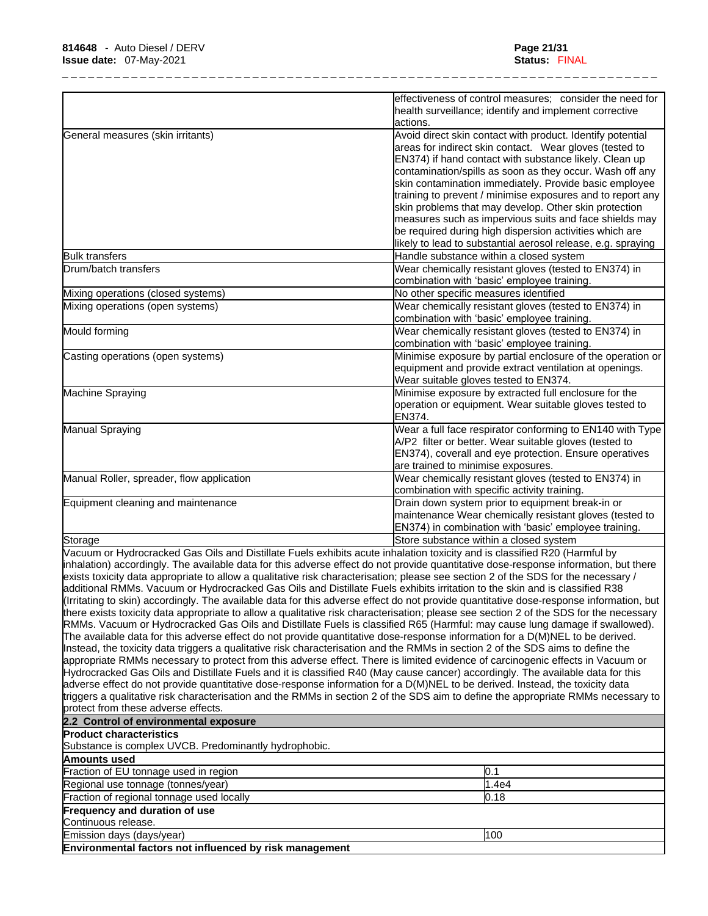| | |
|---|---|
| | effectiveness of control measures; consider the need for health surveillance; identify and implement corrective actions. |
| General measures (skin irritants) | Avoid direct skin contact with product. Identify potential areas for indirect skin contact. Wear gloves (tested to EN374) if hand contact with substance likely. Clean up contamination/spills as soon as they occur. Wash off any skin contamination immediately. Provide basic employee training to prevent / minimise exposures and to report any skin problems that may develop. Other skin protection measures such as impervious suits and face shields may be required during high dispersion activities which are likely to lead to substantial aerosol release, e.g. spraying |
| Bulk transfers | Handle substance within a closed system |
| Drum/batch transfers | Wear chemically resistant gloves (tested to EN374) in combination with 'basic' employee training. |
| Mixing operations (closed systems) | No other specific measures identified |
| Mixing operations (open systems) | Wear chemically resistant gloves (tested to EN374) in combination with 'basic' employee training. |
| Mould forming | Wear chemically resistant gloves (tested to EN374) in combination with 'basic' employee training. |
| Casting operations (open systems) | Minimise exposure by partial enclosure of the operation or equipment and provide extract ventilation at openings. Wear suitable gloves tested to EN374. |
| Machine Spraying | Minimise exposure by extracted full enclosure for the operation or equipment. Wear suitable gloves tested to EN374. |
| Manual Spraying | Wear a full face respirator conforming to EN140 with Type A/P2 filter or better. Wear suitable gloves (tested to EN374), coverall and eye protection. Ensure operatives are trained to minimise exposures. |
| Manual Roller, spreader, flow application | Wear chemically resistant gloves (tested to EN374) in combination with specific activity training. |
| Equipment cleaning and maintenance | Drain down system prior to equipment break-in or maintenance Wear chemically resistant gloves (tested to EN374) in combination with 'basic' employee training. |
| Storage | Store substance within a closed system |

Vacuum or Hydrocracked Gas Oils and Distillate Fuels exhibits acute inhalation toxicity and is classified R20 (Harmful by inhalation) accordingly. The available data for this adverse effect do not provide quantitative dose-response information, but there exists toxicity data appropriate to allow a qualitative risk characterisation; please see section 2 of the SDS for the necessary / additional RMMs. Vacuum or Hydrocracked Gas Oils and Distillate Fuels exhibits irritation to the skin and is classified R38 (Irritating to skin) accordingly. The available data for this adverse effect do not provide quantitative dose-response information, but there exists toxicity data appropriate to allow a qualitative risk characterisation; please see section 2 of the SDS for the necessary RMMs. Vacuum or Hydrocracked Gas Oils and Distillate Fuels is classified R65 (Harmful: may cause lung damage if swallowed). The available data for this adverse effect do not provide quantitative dose-response information for a D(M)NEL to be derived. Instead, the toxicity data triggers a qualitative risk characterisation and the RMMs in section 2 of the SDS aims to define the appropriate RMMs necessary to protect from this adverse effect. There is limited evidence of carcinogenic effects in Vacuum or Hydrocracked Gas Oils and Distillate Fuels and it is classified R40 (May cause cancer) accordingly. The available data for this adverse effect do not provide quantitative dose-response information for a D(M)NEL to be derived. Instead, the toxicity data triggers a qualitative risk characterisation and the RMMs in section 2 of the SDS aim to define the appropriate RMMs necessary to protect from these adverse effects.

**2.2 Control of environmental exposure**

**Product characteristics**

Substance is complex UVCB. Predominantly hydrophobic.

**Amounts used**

| | |
|---|---|
| Fraction of EU tonnage used in region | 0.1 |
| Regional use tonnage (tonnes/year) | 1.4e4 |
| Fraction of regional tonnage used locally | 0.18 |

**Frequency and duration of use**

Continuous release.

| | |
|---|---|
| Emission days (days/year) | 100 |

**Environmental factors not influenced by risk management**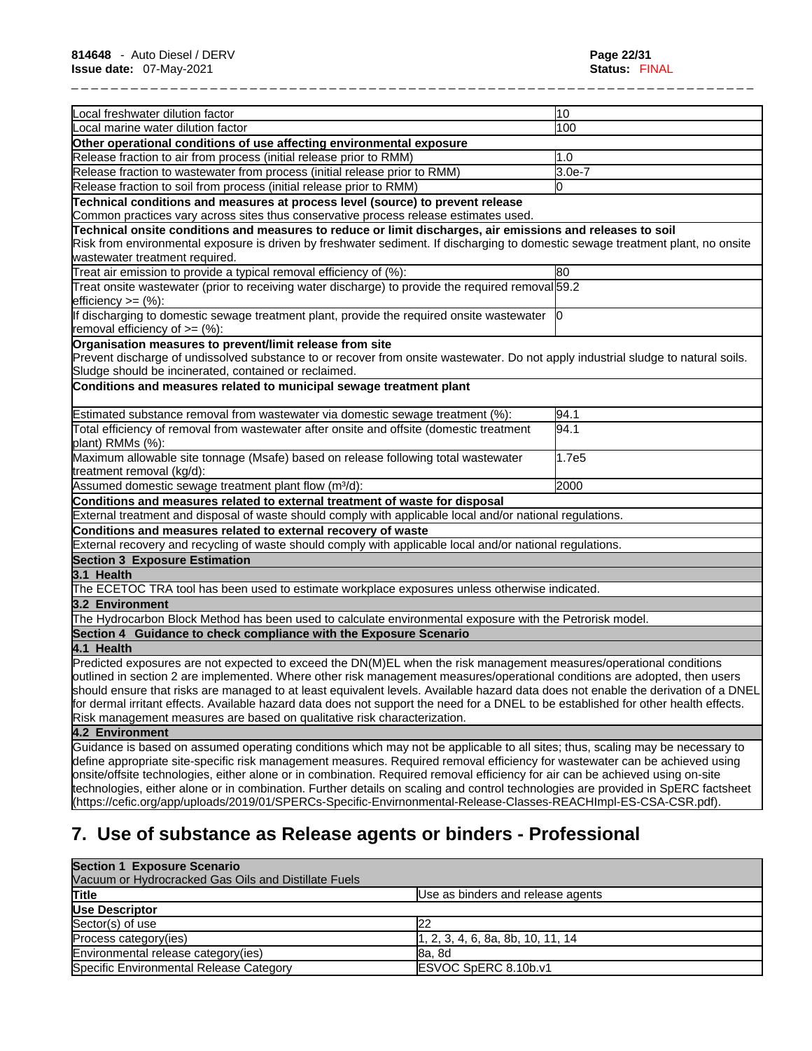| | |
|---|---|
| Local freshwater dilution factor | 10 |
| Local marine water dilution factor | 100 |
| **Other operational conditions of use affecting environmental exposure** | |
| Release fraction to air from process (initial release prior to RMM) | 1.0 |
| Release fraction to wastewater from process (initial release prior to RMM) | 3.0e-7 |
| Release fraction to soil from process (initial release prior to RMM) | 0 |
| **Technical conditions and measures at process level (source) to prevent release** Common practices vary across sites thus conservative process release estimates used. | |
| **Technical onsite conditions and measures to reduce or limit discharges, air emissions and releases to soil** Risk from environmental exposure is driven by freshwater sediment. If discharging to domestic sewage treatment plant, no onsite wastewater treatment required. | |
| Treat air emission to provide a typical removal efficiency of (%): | 80 |
| Treat onsite wastewater (prior to receiving water discharge) to provide the required removal efficiency >= (%): | 59.2 |
| If discharging to domestic sewage treatment plant, provide the required onsite wastewater removal efficiency of >= (%): | 0 |
| **Organisation measures to prevent/limit release from site** Prevent discharge of undissolved substance to or recover from onsite wastewater. Do not apply industrial sludge to natural soils. Sludge should be incinerated, contained or reclaimed. | |
| **Conditions and measures related to municipal sewage treatment plant** | |
| Estimated substance removal from wastewater via domestic sewage treatment (%): | 94.1 |
| Total efficiency of removal from wastewater after onsite and offsite (domestic treatment plant) RMMs (%): | 94.1 |
| Maximum allowable site tonnage (Msafe) based on release following total wastewater treatment removal (kg/d): | 1.7e5 |
| Assumed domestic sewage treatment plant flow ($m^3$/d): | 2000 |
| **Conditions and measures related to external treatment of waste for disposal** | |
| External treatment and disposal of waste should comply with applicable local and/or national regulations. | |
| **Conditions and measures related to external recovery of waste** | |
| External recovery and recycling of waste should comply with applicable local and/or national regulations. | |
| **Section 3 Exposure Estimation** | |
| **3.1 Health** | |
| The ECETOC TRA tool has been used to estimate workplace exposures unless otherwise indicated. | |
| **3.2 Environment** | |
| The Hydrocarbon Block Method has been used to calculate environmental exposure with the Petrorisk model. | |
| **Section 4 Guidance to check compliance with the Exposure Scenario** | |
| **4.1 Health** | |
| Predicted exposures are not expected to exceed the DN(M)EL when the risk management measures/operational conditions outlined in section 2 are implemented. Where other risk management measures/operational conditions are adopted, then users should ensure that risks are managed to at least equivalent levels. Available hazard data does not enable the derivation of a DNEL for dermal irritant effects. Available hazard data does not support the need for a DNEL to be established for other health effects. Risk management measures are based on qualitative risk characterization. | |
| **4.2 Environment** | |
| Guidance is based on assumed operating conditions which may not be applicable to all sites; thus, scaling may be necessary to define appropriate site-specific risk management measures. Required removal efficiency for wastewater can be achieved using onsite/offsite technologies, either alone or in combination. Required removal efficiency for air can be achieved using on-site technologies, either alone or in combination. Further details on scaling and control technologies are provided in SpERC factsheet (https://cefic.org/app/uploads/2019/01/SPERCs-Specific-Envirnonmental-Release-Classes-REACHImpl-ES-CSA-CSR.pdf). | |

## 7. Use of substance as Release agents or binders - Professional

| **Section 1 Exposure Scenario** Vacuum or Hydrocracked Gas Oils and Distillate Fuels | |
|---|---|
| **Title** | Use as binders and release agents |
| **Use Descriptor** | |
| Sector(s) of use | 22 |
| Process category(ies) | 1, 2, 3, 4, 6, 8a, 8b, 10, 11, 14 |
| Environmental release category(ies) | 8a, 8d |
| Specific Environmental Release Category | ESVOC SpERC 8.10b.v1 |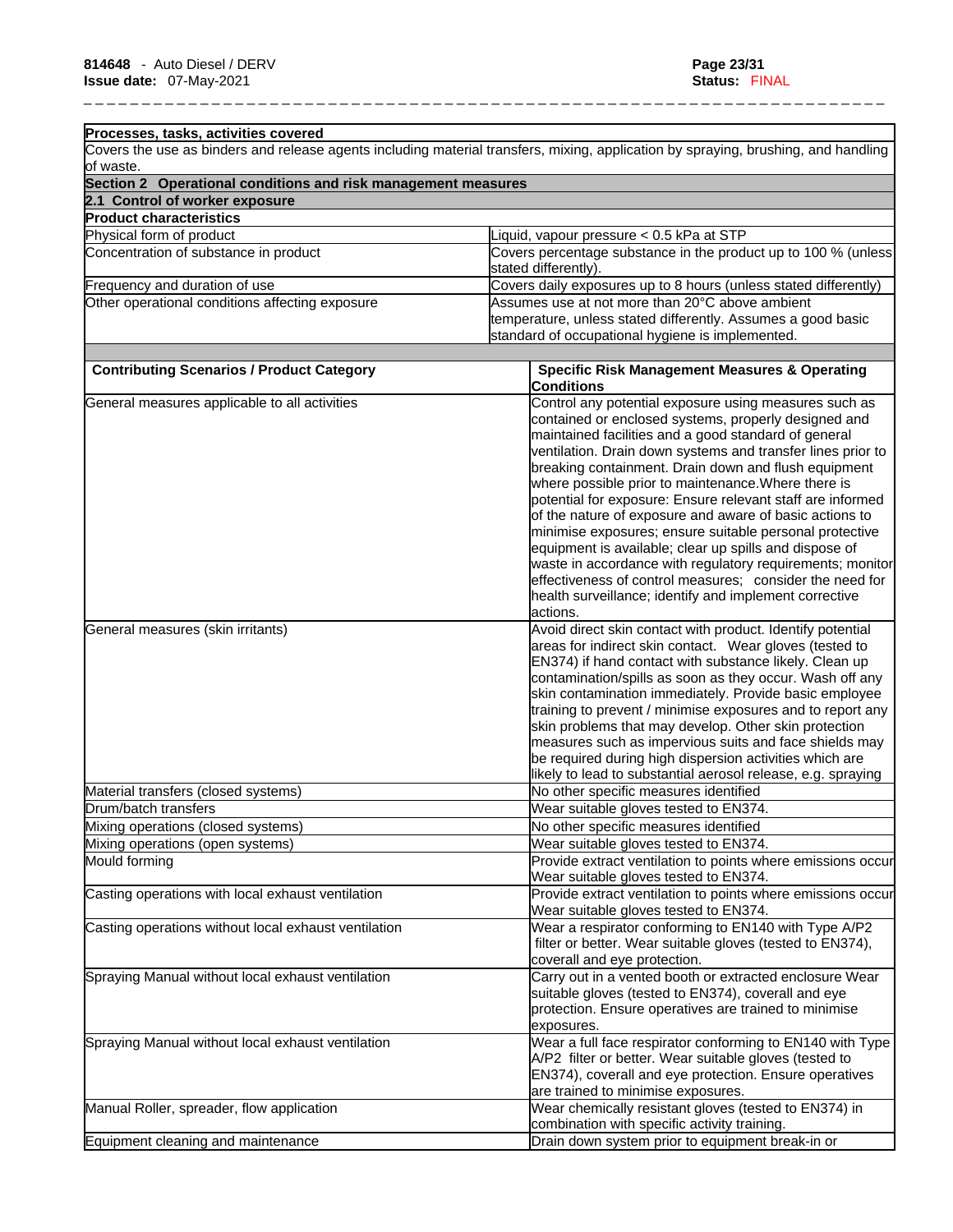| **Processes, tasks, activities covered** | |
|---|---|
| Covers the use as binders and release agents including material transfers, mixing, application by spraying, brushing, and handling of waste. | |
| **Section 2 Operational conditions and risk management measures** | |
| **2.1 Control of worker exposure** | |
| **Product characteristics** | |
| Physical form of product | Liquid, vapour pressure < 0.5 kPa at STP |
| Concentration of substance in product | Covers percentage substance in the product up to 100 % (unless stated differently). |
| Frequency and duration of use | Covers daily exposures up to 8 hours (unless stated differently) |
| Other operational conditions affecting exposure | Assumes use at not more than 20°C above ambient temperature, unless stated differently. Assumes a good basic standard of occupational hygiene is implemented. |

| **Contributing Scenarios / Product Category** | **Specific Risk Management Measures & Operating Conditions** |
|---|---|
| General measures applicable to all activities | Control any potential exposure using measures such as contained or enclosed systems, properly designed and maintained facilities and a good standard of general ventilation. Drain down systems and transfer lines prior to breaking containment. Drain down and flush equipment where possible prior to maintenance.Where there is potential for exposure: Ensure relevant staff are informed of the nature of exposure and aware of basic actions to minimise exposures; ensure suitable personal protective equipment is available; clear up spills and dispose of waste in accordance with regulatory requirements; monitor effectiveness of control measures; consider the need for health surveillance; identify and implement corrective actions. |
| General measures (skin irritants) | Avoid direct skin contact with product. Identify potential areas for indirect skin contact. Wear gloves (tested to EN374) if hand contact with substance likely. Clean up contamination/spills as soon as they occur. Wash off any skin contamination immediately. Provide basic employee training to prevent / minimise exposures and to report any skin problems that may develop. Other skin protection measures such as impervious suits and face shields may be required during high dispersion activities which are likely to lead to substantial aerosol release, e.g. spraying |
| Material transfers (closed systems) | No other specific measures identified |
| Drum/batch transfers | Wear suitable gloves tested to EN374. |
| Mixing operations (closed systems) | No other specific measures identified |
| Mixing operations (open systems) | Wear suitable gloves tested to EN374. |
| Mould forming | Provide extract ventilation to points where emissions occur Wear suitable gloves tested to EN374. |
| Casting operations with local exhaust ventilation | Provide extract ventilation to points where emissions occur Wear suitable gloves tested to EN374. |
| Casting operations without local exhaust ventilation | Wear a respirator conforming to EN140 with Type A/P2 filter or better. Wear suitable gloves (tested to EN374), coverall and eye protection. |
| Spraying Manual without local exhaust ventilation | Carry out in a vented booth or extracted enclosure Wear suitable gloves (tested to EN374), coverall and eye protection. Ensure operatives are trained to minimise exposures. |
| Spraying Manual without local exhaust ventilation | Wear a full face respirator conforming to EN140 with Type A/P2 filter or better. Wear suitable gloves (tested to EN374), coverall and eye protection. Ensure operatives are trained to minimise exposures. |
| Manual Roller, spreader, flow application | Wear chemically resistant gloves (tested to EN374) in combination with specific activity training. |
| Equipment cleaning and maintenance | Drain down system prior to equipment break-in or |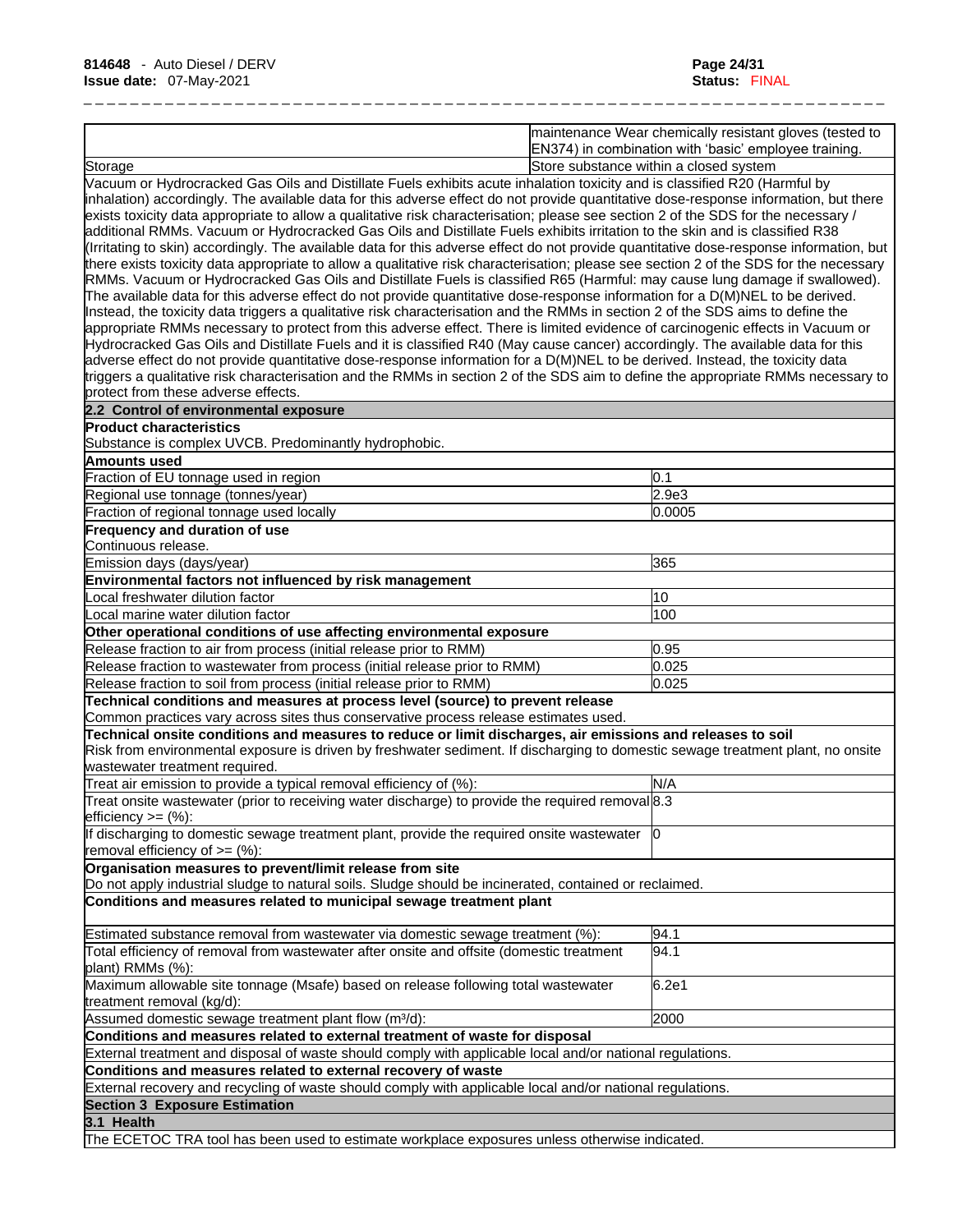| | |
|---|---|
| | maintenance Wear chemically resistant gloves (tested to EN374) in combination with 'basic' employee training. |
| Storage | Store substance within a closed system |

Vacuum or Hydrocracked Gas Oils and Distillate Fuels exhibits acute inhalation toxicity and is classified R20 (Harmful by inhalation) accordingly. The available data for this adverse effect do not provide quantitative dose-response information, but there exists toxicity data appropriate to allow a qualitative risk characterisation; please see section 2 of the SDS for the necessary / additional RMMs. Vacuum or Hydrocracked Gas Oils and Distillate Fuels exhibits irritation to the skin and is classified R38 (Irritating to skin) accordingly. The available data for this adverse effect do not provide quantitative dose-response information, but there exists toxicity data appropriate to allow a qualitative risk characterisation; please see section 2 of the SDS for the necessary RMMs. Vacuum or Hydrocracked Gas Oils and Distillate Fuels is classified R65 (Harmful: may cause lung damage if swallowed). The available data for this adverse effect do not provide quantitative dose-response information for a D(M)NEL to be derived. Instead, the toxicity data triggers a qualitative risk characterisation and the RMMs in section 2 of the SDS aims to define the appropriate RMMs necessary to protect from this adverse effect. There is limited evidence of carcinogenic effects in Vacuum or Hydrocracked Gas Oils and Distillate Fuels and it is classified R40 (May cause cancer) accordingly. The available data for this adverse effect do not provide quantitative dose-response information for a D(M)NEL to be derived. Instead, the toxicity data triggers a qualitative risk characterisation and the RMMs in section 2 of the SDS aim to define the appropriate RMMs necessary to protect from these adverse effects.

**2.2 Control of environmental exposure**

**Product characteristics**

Substance is complex UVCB. Predominantly hydrophobic.

| **Amounts used** | |
|---|---|
| Fraction of EU tonnage used in region | 0.1 |
| Regional use tonnage (tonnes/year) | 2.9e3 |
| Fraction of regional tonnage used locally | 0.0005 |

**Frequency and duration of use**

Continuous release.

| | |
|---|---|
| Emission days (days/year) | 365 |

| **Environmental factors not influenced by risk management** | |
|---|---|
| Local freshwater dilution factor | 10 |
| Local marine water dilution factor | 100 |

| **Other operational conditions of use affecting environmental exposure** | |
|---|---|
| Release fraction to air from process (initial release prior to RMM) | 0.95 |
| Release fraction to wastewater from process (initial release prior to RMM) | 0.025 |
| Release fraction to soil from process (initial release prior to RMM) | 0.025 |

**Technical conditions and measures at process level (source) to prevent release**

Common practices vary across sites thus conservative process release estimates used.

**Technical onsite conditions and measures to reduce or limit discharges, air emissions and releases to soil**

Risk from environmental exposure is driven by freshwater sediment. If discharging to domestic sewage treatment plant, no onsite wastewater treatment required.

| | |
|---|---|
| Treat air emission to provide a typical removal efficiency of (%): | N/A |
| Treat onsite wastewater (prior to receiving water discharge) to provide the required removal efficiency >= (%): | 8.3 |
| If discharging to domestic sewage treatment plant, provide the required onsite wastewater removal efficiency of >= (%): | 0 |

**Organisation measures to prevent/limit release from site**

Do not apply industrial sludge to natural soils. Sludge should be incinerated, contained or reclaimed.

**Conditions and measures related to municipal sewage treatment plant**

| | |
|---|---|
| Estimated substance removal from wastewater via domestic sewage treatment (%): | 94.1 |
| Total efficiency of removal from wastewater after onsite and offsite (domestic treatment plant) RMMs (%): | 94.1 |
| Maximum allowable site tonnage (Msafe) based on release following total wastewater treatment removal (kg/d): | 6.2e1 |
| Assumed domestic sewage treatment plant flow ($m^3$/d): | 2000 |

**Conditions and measures related to external treatment of waste for disposal**

External treatment and disposal of waste should comply with applicable local and/or national regulations.

**Conditions and measures related to external recovery of waste**

External recovery and recycling of waste should comply with applicable local and/or national regulations.

## Section 3 Exposure Estimation

### 3.1 Health

The ECETOC TRA tool has been used to estimate workplace exposures unless otherwise indicated.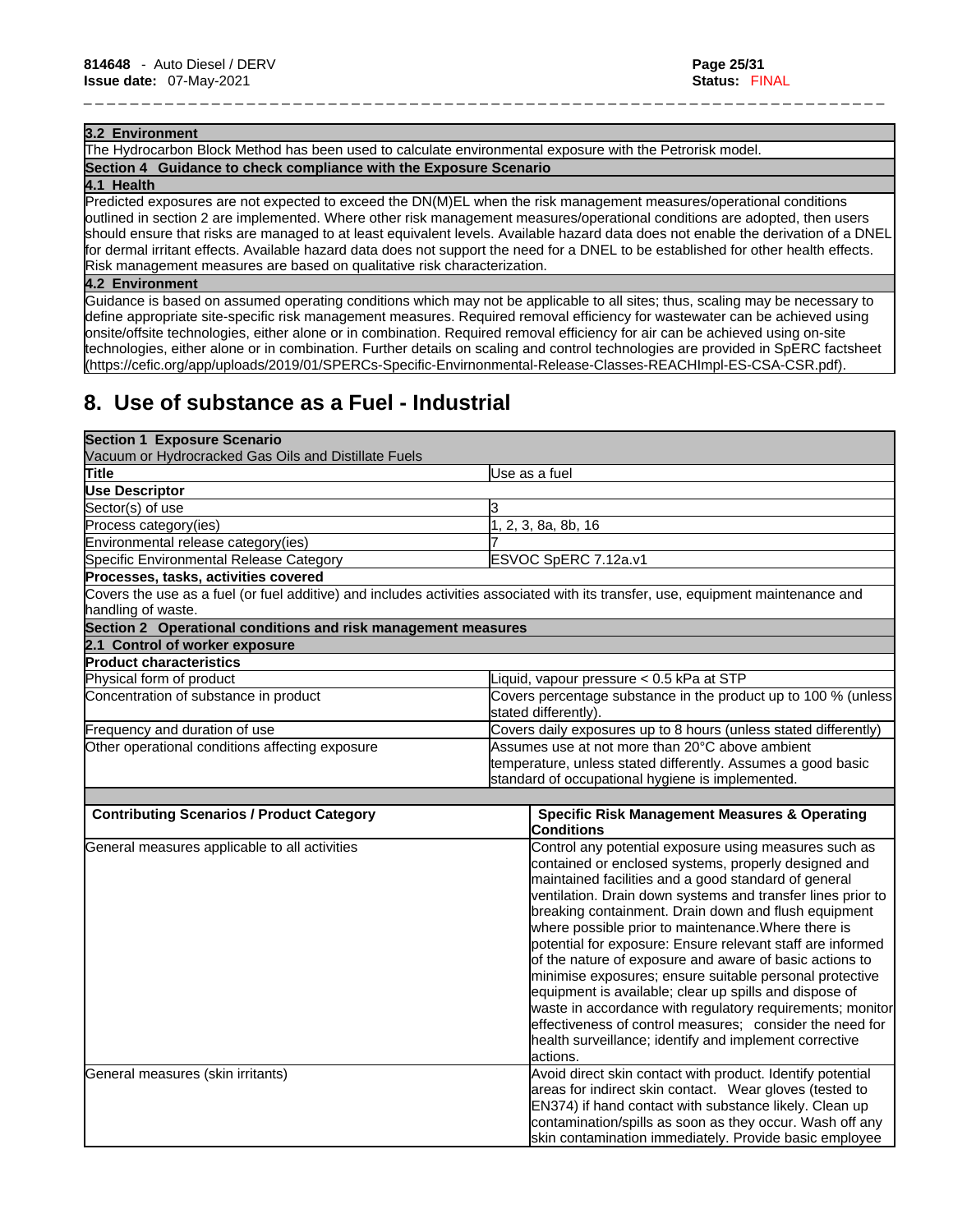| 3.2 Environment |
|---|
| The Hydrocarbon Block Method has been used to calculate environmental exposure with the Petrorisk model. |
| **Section 4 Guidance to check compliance with the Exposure Scenario** |
| **4.1 Health** |
| Predicted exposures are not expected to exceed the DN(M)EL when the risk management measures/operational conditions outlined in section 2 are implemented. Where other risk management measures/operational conditions are adopted, then users should ensure that risks are managed to at least equivalent levels. Available hazard data does not enable the derivation of a DNEL for dermal irritant effects. Available hazard data does not support the need for a DNEL to be established for other health effects. Risk management measures are based on qualitative risk characterization. |
| **4.2 Environment** |
| Guidance is based on assumed operating conditions which may not be applicable to all sites; thus, scaling may be necessary to define appropriate site-specific risk management measures. Required removal efficiency for wastewater can be achieved using onsite/offsite technologies, either alone or in combination. Required removal efficiency for air can be achieved using on-site technologies, either alone or in combination. Further details on scaling and control technologies are provided in SpERC factsheet (https://cefic.org/app/uploads/2019/01/SPERCs-Specific-Envirnonmental-Release-Classes-REACHImpl-ES-CSA-CSR.pdf). |

# 8. Use of substance as a Fuel - Industrial

| **Section 1 Exposure Scenario** Vacuum or Hydrocracked Gas Oils and Distillate Fuels | |
|---|---|
| **Title** | Use as a fuel |
| **Use Descriptor** | |
| Sector(s) of use | 3 |
| Process category(ies) | 1, 2, 3, 8a, 8b, 16 |
| Environmental release category(ies) | 7 |
| Specific Environmental Release Category | ESVOC SpERC 7.12a.v1 |
| **Processes, tasks, activities covered** | |
| Covers the use as a fuel (or fuel additive) and includes activities associated with its transfer, use, equipment maintenance and handling of waste. | |
| **Section 2 Operational conditions and risk management measures** | |
| **2.1 Control of worker exposure** | |
| **Product characteristics** | |
| Physical form of product | Liquid, vapour pressure < 0.5 kPa at STP |
| Concentration of substance in product | Covers percentage substance in the product up to 100 % (unless stated differently). |
| Frequency and duration of use | Covers daily exposures up to 8 hours (unless stated differently) |
| Other operational conditions affecting exposure | Assumes use at not more than 20°C above ambient temperature, unless stated differently. Assumes a good basic standard of occupational hygiene is implemented. |

| **Contributing Scenarios / Product Category** | **Specific Risk Management Measures & Operating Conditions** |
|---|---|
| General measures applicable to all activities | Control any potential exposure using measures such as contained or enclosed systems, properly designed and maintained facilities and a good standard of general ventilation. Drain down systems and transfer lines prior to breaking containment. Drain down and flush equipment where possible prior to maintenance.Where there is potential for exposure: Ensure relevant staff are informed of the nature of exposure and aware of basic actions to minimise exposures; ensure suitable personal protective equipment is available; clear up spills and dispose of waste in accordance with regulatory requirements; monitor effectiveness of control measures; consider the need for health surveillance; identify and implement corrective actions. |
| General measures (skin irritants) | Avoid direct skin contact with product. Identify potential areas for indirect skin contact. Wear gloves (tested to EN374) if hand contact with substance likely. Clean up contamination/spills as soon as they occur. Wash off any skin contamination immediately. Provide basic employee |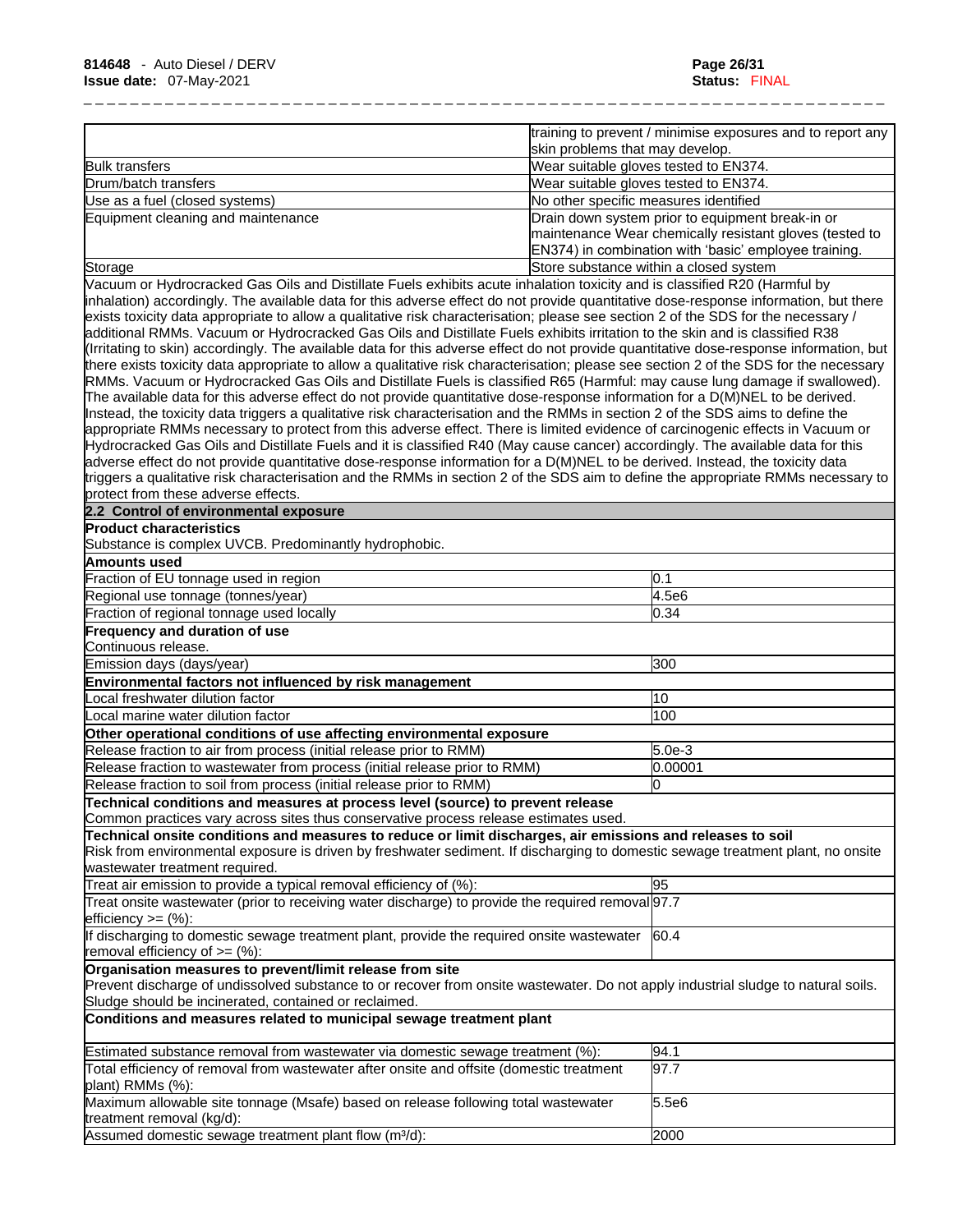| | |
|---|---|
| | training to prevent / minimise exposures and to report any skin problems that may develop. |
| Bulk transfers | Wear suitable gloves tested to EN374. |
| Drum/batch transfers | Wear suitable gloves tested to EN374. |
| Use as a fuel (closed systems) | No other specific measures identified |
| Equipment cleaning and maintenance | Drain down system prior to equipment break-in or maintenance Wear chemically resistant gloves (tested to EN374) in combination with 'basic' employee training. |
| Storage | Store substance within a closed system |

Vacuum or Hydrocracked Gas Oils and Distillate Fuels exhibits acute inhalation toxicity and is classified R20 (Harmful by inhalation) accordingly. The available data for this adverse effect do not provide quantitative dose-response information, but there exists toxicity data appropriate to allow a qualitative risk characterisation; please see section 2 of the SDS for the necessary / additional RMMs. Vacuum or Hydrocracked Gas Oils and Distillate Fuels exhibits irritation to the skin and is classified R38 (Irritating to skin) accordingly. The available data for this adverse effect do not provide quantitative dose-response information, but there exists toxicity data appropriate to allow a qualitative risk characterisation; please see section 2 of the SDS for the necessary RMMs. Vacuum or Hydrocracked Gas Oils and Distillate Fuels is classified R65 (Harmful: may cause lung damage if swallowed). The available data for this adverse effect do not provide quantitative dose-response information for a D(M)NEL to be derived. Instead, the toxicity data triggers a qualitative risk characterisation and the RMMs in section 2 of the SDS aims to define the appropriate RMMs necessary to protect from this adverse effect. There is limited evidence of carcinogenic effects in Vacuum or Hydrocracked Gas Oils and Distillate Fuels and it is classified R40 (May cause cancer) accordingly. The available data for this adverse effect do not provide quantitative dose-response information for a D(M)NEL to be derived. Instead, the toxicity data triggers a qualitative risk characterisation and the RMMs in section 2 of the SDS aim to define the appropriate RMMs necessary to protect from these adverse effects.

**2.2 Control of environmental exposure**

**Product characteristics**

Substance is complex UVCB. Predominantly hydrophobic.

**Amounts used**

| | |
|---|---|
| Fraction of EU tonnage used in region | 0.1 |
| Regional use tonnage (tonnes/year) | 4.5e6 |
| Fraction of regional tonnage used locally | 0.34 |

**Frequency and duration of use**

Continuous release.

| | |
|---|---|
| Emission days (days/year) | 300 |

**Environmental factors not influenced by risk management**

| | |
|---|---|
| Local freshwater dilution factor | 10 |
| Local marine water dilution factor | 100 |

**Other operational conditions of use affecting environmental exposure**

| | |
|---|---|
| Release fraction to air from process (initial release prior to RMM) | 5.0e-3 |
| Release fraction to wastewater from process (initial release prior to RMM) | 0.00001 |
| Release fraction to soil from process (initial release prior to RMM) | 0 |

**Technical conditions and measures at process level (source) to prevent release**

Common practices vary across sites thus conservative process release estimates used.

**Technical onsite conditions and measures to reduce or limit discharges, air emissions and releases to soil**

Risk from environmental exposure is driven by freshwater sediment. If discharging to domestic sewage treatment plant, no onsite wastewater treatment required.

| | |
|---|---|
| Treat air emission to provide a typical removal efficiency of (%): | 95 |
| Treat onsite wastewater (prior to receiving water discharge) to provide the required removal efficiency >= (%): | 97.7 |
| If discharging to domestic sewage treatment plant, provide the required onsite wastewater removal efficiency of >= (%): | 60.4 |

**Organisation measures to prevent/limit release from site**

Prevent discharge of undissolved substance to or recover from onsite wastewater. Do not apply industrial sludge to natural soils. Sludge should be incinerated, contained or reclaimed.

**Conditions and measures related to municipal sewage treatment plant**

| | |
|---|---|
| Estimated substance removal from wastewater via domestic sewage treatment (%): | 94.1 |
| Total efficiency of removal from wastewater after onsite and offsite (domestic treatment plant) RMMs (%): | 97.7 |
| Maximum allowable site tonnage (Msafe) based on release following total wastewater treatment removal (kg/d): | 5.5e6 |
| Assumed domestic sewage treatment plant flow ($m^3$/d): | 2000 |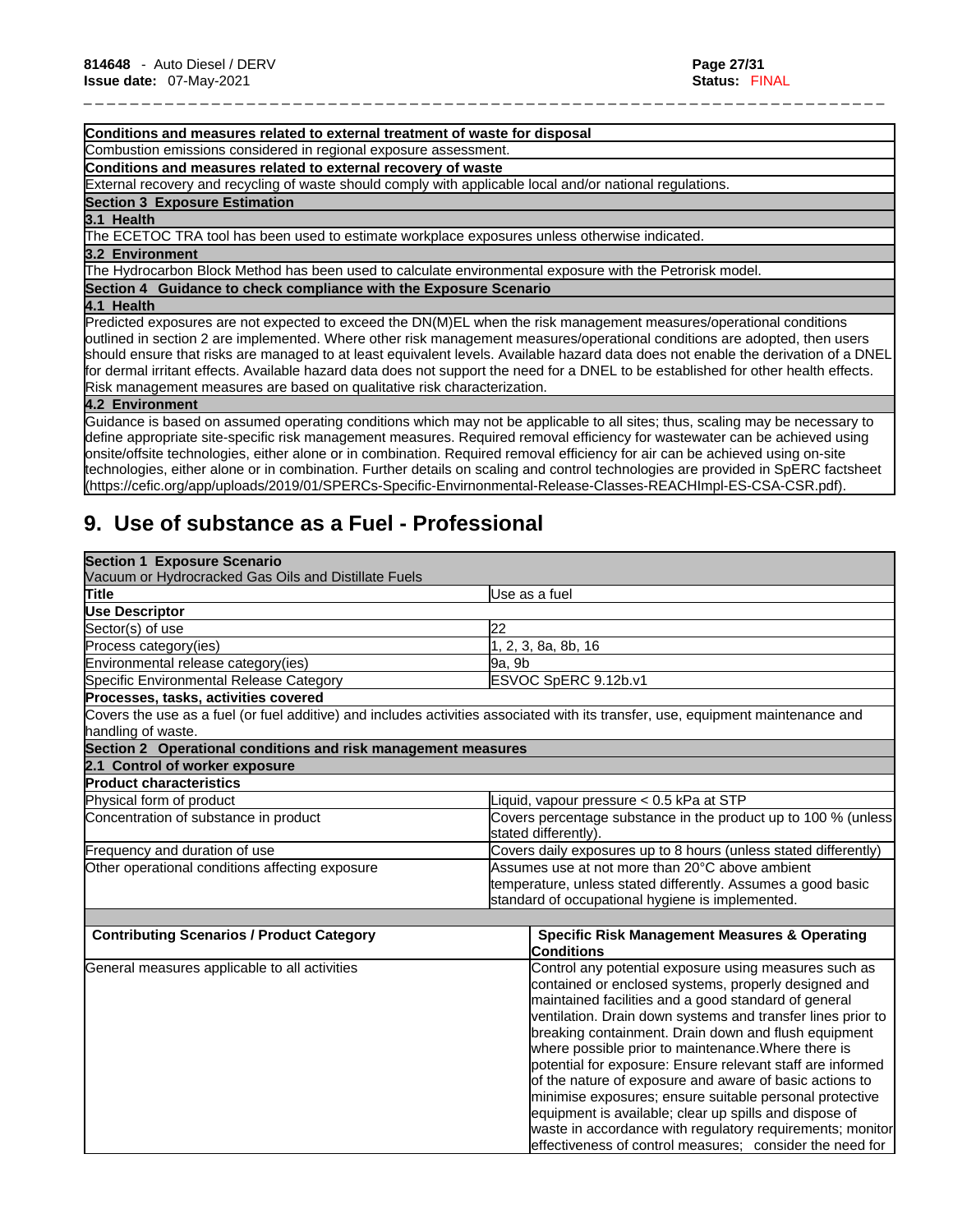| Conditions and measures related to external treatment of waste for disposal |
|---|
| Combustion emissions considered in regional exposure assessment. |
| **Conditions and measures related to external recovery of waste** |
| External recovery and recycling of waste should comply with applicable local and/or national regulations. |
| **Section 3 Exposure Estimation** |
| **3.1 Health** |
| The ECETOC TRA tool has been used to estimate workplace exposures unless otherwise indicated. |
| **3.2 Environment** |
| The Hydrocarbon Block Method has been used to calculate environmental exposure with the Petrorisk model. |
| **Section 4 Guidance to check compliance with the Exposure Scenario** |
| **4.1 Health** |
| Predicted exposures are not expected to exceed the DN(M)EL when the risk management measures/operational conditions outlined in section 2 are implemented. Where other risk management measures/operational conditions are adopted, then users should ensure that risks are managed to at least equivalent levels. Available hazard data does not enable the derivation of a DNEL for dermal irritant effects. Available hazard data does not support the need for a DNEL to be established for other health effects. Risk management measures are based on qualitative risk characterization. |
| **4.2 Environment** |
| Guidance is based on assumed operating conditions which may not be applicable to all sites; thus, scaling may be necessary to define appropriate site-specific risk management measures. Required removal efficiency for wastewater can be achieved using onsite/offsite technologies, either alone or in combination. Required removal efficiency for air can be achieved using on-site technologies, either alone or in combination. Further details on scaling and control technologies are provided in SpERC factsheet (https://cefic.org/app/uploads/2019/01/SPERCs-Specific-Envirnonmental-Release-Classes-REACHImpl-ES-CSA-CSR.pdf). |

## 9. Use of substance as a Fuel - Professional

| **Section 1 Exposure Scenario** Vacuum or Hydrocracked Gas Oils and Distillate Fuels | |
|---|---|
| **Title** | Use as a fuel |
| **Use Descriptor** | |
| Sector(s) of use | 22 |
| Process category(ies) | 1, 2, 3, 8a, 8b, 16 |
| Environmental release category(ies) | 9a, 9b |
| Specific Environmental Release Category | ESVOC SpERC 9.12b.v1 |
| **Processes, tasks, activities covered** | |
| Covers the use as a fuel (or fuel additive) and includes activities associated with its transfer, use, equipment maintenance and handling of waste. | |
| **Section 2 Operational conditions and risk management measures** | |
| **2.1 Control of worker exposure** | |
| **Product characteristics** | |
| Physical form of product | Liquid, vapour pressure < 0.5 kPa at STP |
| Concentration of substance in product | Covers percentage substance in the product up to 100 % (unless stated differently). |
| Frequency and duration of use | Covers daily exposures up to 8 hours (unless stated differently) |
| Other operational conditions affecting exposure | Assumes use at not more than 20°C above ambient temperature, unless stated differently. Assumes a good basic standard of occupational hygiene is implemented. |

| Contributing Scenarios / Product Category | Specific Risk Management Measures & Operating Conditions |
|---|---|
| General measures applicable to all activities | Control any potential exposure using measures such as contained or enclosed systems, properly designed and maintained facilities and a good standard of general ventilation. Drain down systems and transfer lines prior to breaking containment. Drain down and flush equipment where possible prior to maintenance.Where there is potential for exposure: Ensure relevant staff are informed of the nature of exposure and aware of basic actions to minimise exposures; ensure suitable personal protective equipment is available; clear up spills and dispose of waste in accordance with regulatory requirements; monitor effectiveness of control measures; consider the need for |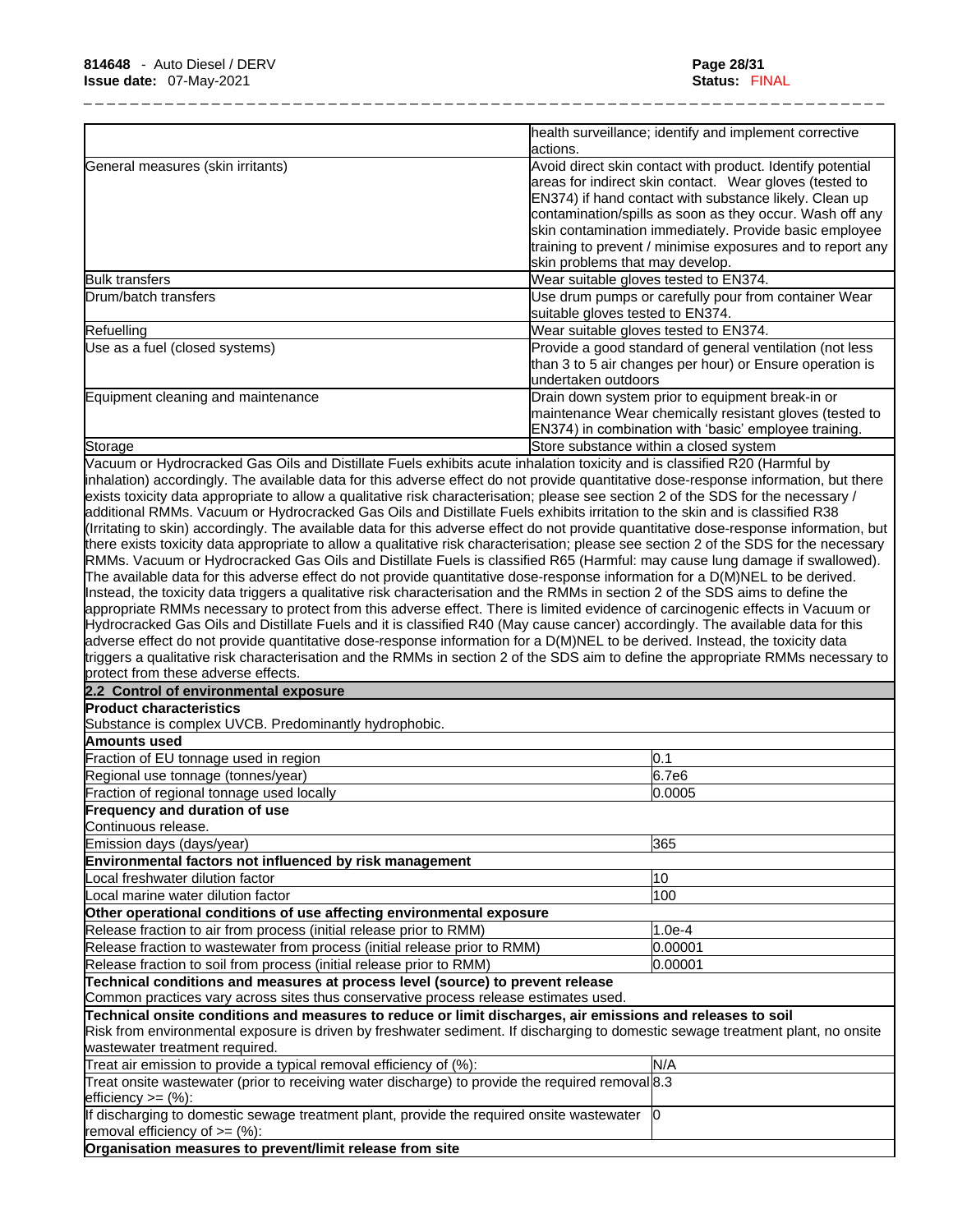| | |
|---|---|
| | health surveillance; identify and implement corrective actions. |
| General measures (skin irritants) | Avoid direct skin contact with product. Identify potential areas for indirect skin contact. Wear gloves (tested to EN374) if hand contact with substance likely. Clean up contamination/spills as soon as they occur. Wash off any skin contamination immediately. Provide basic employee training to prevent / minimise exposures and to report any skin problems that may develop. |
| Bulk transfers | Wear suitable gloves tested to EN374. |
| Drum/batch transfers | Use drum pumps or carefully pour from container Wear suitable gloves tested to EN374. |
| Refuelling | Wear suitable gloves tested to EN374. |
| Use as a fuel (closed systems) | Provide a good standard of general ventilation (not less than 3 to 5 air changes per hour) or Ensure operation is undertaken outdoors |
| Equipment cleaning and maintenance | Drain down system prior to equipment break-in or maintenance Wear chemically resistant gloves (tested to EN374) in combination with 'basic' employee training. |
| Storage | Store substance within a closed system |

Vacuum or Hydrocracked Gas Oils and Distillate Fuels exhibits acute inhalation toxicity and is classified R20 (Harmful by inhalation) accordingly. The available data for this adverse effect do not provide quantitative dose-response information, but there exists toxicity data appropriate to allow a qualitative risk characterisation; please see section 2 of the SDS for the necessary / additional RMMs. Vacuum or Hydrocracked Gas Oils and Distillate Fuels exhibits irritation to the skin and is classified R38 (Irritating to skin) accordingly. The available data for this adverse effect do not provide quantitative dose-response information, but there exists toxicity data appropriate to allow a qualitative risk characterisation; please see section 2 of the SDS for the necessary RMMs. Vacuum or Hydrocracked Gas Oils and Distillate Fuels is classified R65 (Harmful: may cause lung damage if swallowed). The available data for this adverse effect do not provide quantitative dose-response information for a D(M)NEL to be derived. Instead, the toxicity data triggers a qualitative risk characterisation and the RMMs in section 2 of the SDS aims to define the appropriate RMMs necessary to protect from this adverse effect. There is limited evidence of carcinogenic effects in Vacuum or Hydrocracked Gas Oils and Distillate Fuels and it is classified R40 (May cause cancer) accordingly. The available data for this adverse effect do not provide quantitative dose-response information for a D(M)NEL to be derived. Instead, the toxicity data triggers a qualitative risk characterisation and the RMMs in section 2 of the SDS aim to define the appropriate RMMs necessary to protect from these adverse effects.

**2.2 Control of environmental exposure**

**Product characteristics**

Substance is complex UVCB. Predominantly hydrophobic.

**Amounts used**

| | |
|---|---|
| Fraction of EU tonnage used in region | 0.1 |
| Regional use tonnage (tonnes/year) | 6.7e6 |
| Fraction of regional tonnage used locally | 0.0005 |

**Frequency and duration of use**

Continuous release.

| | |
|---|---|
| Emission days (days/year) | 365 |

**Environmental factors not influenced by risk management**

| | |
|---|---|
| Local freshwater dilution factor | 10 |
| Local marine water dilution factor | 100 |

**Other operational conditions of use affecting environmental exposure**

| | |
|---|---|
| Release fraction to air from process (initial release prior to RMM) | 1.0e-4 |
| Release fraction to wastewater from process (initial release prior to RMM) | 0.00001 |
| Release fraction to soil from process (initial release prior to RMM) | 0.00001 |

**Technical conditions and measures at process level (source) to prevent release**

Common practices vary across sites thus conservative process release estimates used.

**Technical onsite conditions and measures to reduce or limit discharges, air emissions and releases to soil**

Risk from environmental exposure is driven by freshwater sediment. If discharging to domestic sewage treatment plant, no onsite wastewater treatment required.

| | |
|---|---|
| Treat air emission to provide a typical removal efficiency of (%): | N/A |
| Treat onsite wastewater (prior to receiving water discharge) to provide the required removal efficiency >= (%): | 8.3 |
| If discharging to domestic sewage treatment plant, provide the required onsite wastewater removal efficiency of >= (%): | 0 |

**Organisation measures to prevent/limit release from site**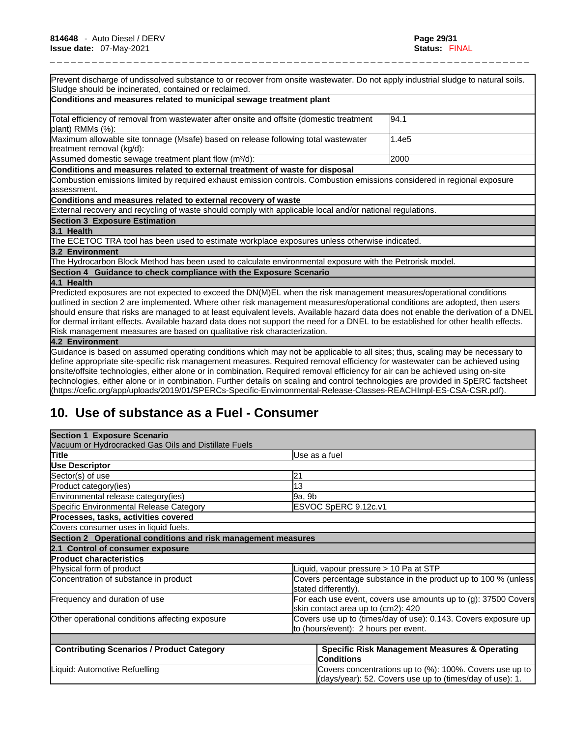| Prevent discharge of undissolved substance to or recover from onsite wastewater. Do not apply industrial sludge to natural soils. Sludge should be incinerated, contained or reclaimed. | |
|---|---|
| **Conditions and measures related to municipal sewage treatment plant** | |
| Total efficiency of removal from wastewater after onsite and offsite (domestic treatment plant) RMMs (%): | 94.1 |
| Maximum allowable site tonnage (Msafe) based on release following total wastewater treatment removal (kg/d): | 1.4e5 |
| Assumed domestic sewage treatment plant flow (m³/d): | 2000 |
| **Conditions and measures related to external treatment of waste for disposal** | |
| Combustion emissions limited by required exhaust emission controls. Combustion emissions considered in regional exposure assessment. | |
| **Conditions and measures related to external recovery of waste** | |
| External recovery and recycling of waste should comply with applicable local and/or national regulations. | |
| **Section 3 Exposure Estimation** | |
| **3.1 Health** | |
| The ECETOC TRA tool has been used to estimate workplace exposures unless otherwise indicated. | |
| **3.2 Environment** | |
| The Hydrocarbon Block Method has been used to calculate environmental exposure with the Petrorisk model. | |
| **Section 4 Guidance to check compliance with the Exposure Scenario** | |
| **4.1 Health** | |
| Predicted exposures are not expected to exceed the DN(M)EL when the risk management measures/operational conditions outlined in section 2 are implemented. Where other risk management measures/operational conditions are adopted, then users should ensure that risks are managed to at least equivalent levels. Available hazard data does not enable the derivation of a DNEL for dermal irritant effects. Available hazard data does not support the need for a DNEL to be established for other health effects. Risk management measures are based on qualitative risk characterization. | |
| **4.2 Environment** | |
| Guidance is based on assumed operating conditions which may not be applicable to all sites; thus, scaling may be necessary to define appropriate site-specific risk management measures. Required removal efficiency for wastewater can be achieved using onsite/offsite technologies, either alone or in combination. Required removal efficiency for air can be achieved using on-site technologies, either alone or in combination. Further details on scaling and control technologies are provided in SpERC factsheet (https://cefic.org/app/uploads/2019/01/SPERCs-Specific-Envirnonmental-Release-Classes-REACHImpl-ES-CSA-CSR.pdf). | |

## 10. Use of substance as a Fuel - Consumer

| **Section 1 Exposure Scenario**<br>Vacuum or Hydrocracked Gas Oils and Distillate Fuels | |
|---|---|
| **Title** | Use as a fuel |
| **Use Descriptor** | |
| Sector(s) of use | 21 |
| Product category(ies) | 13 |
| Environmental release category(ies) | 9a, 9b |
| Specific Environmental Release Category | ESVOC SpERC 9.12c.v1 |
| **Processes, tasks, activities covered** | |
| Covers consumer uses in liquid fuels. | |
| **Section 2 Operational conditions and risk management measures** | |
| **2.1 Control of consumer exposure** | |
| **Product characteristics** | |
| Physical form of product | Liquid, vapour pressure > 10 Pa at STP |
| Concentration of substance in product | Covers percentage substance in the product up to 100 % (unless stated differently). |
| Frequency and duration of use | For each use event, covers use amounts up to (g): 37500 Covers skin contact area up to (cm2): 420 |
| Other operational conditions affecting exposure | Covers use up to (times/day of use): 0.143. Covers exposure up to (hours/event): 2 hours per event. |
| | |
| **Contributing Scenarios / Product Category** | **Specific Risk Management Measures & Operating Conditions** |
| Liquid: Automotive Refuelling | Covers concentrations up to (%): 100%. Covers use up to (days/year): 52. Covers use up to (times/day of use): 1. |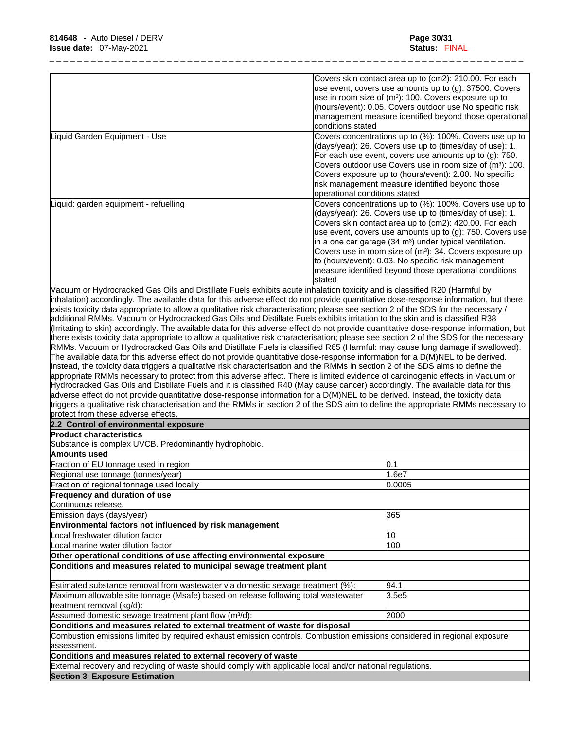| | |
|---|---|
| | Covers skin contact area up to (cm2): 210.00. For each use event, covers use amounts up to (g): 37500. Covers use in room size of ($m^3$): 100. Covers exposure up to (hours/event): 0.05. Covers outdoor use No specific risk management measure identified beyond those operational conditions stated |
| Liquid Garden Equipment - Use | Covers concentrations up to (%): 100%. Covers use up to (days/year): 26. Covers use up to (times/day of use): 1. For each use event, covers use amounts up to (g): 750. Covers outdoor use Covers use in room size of ($m^3$): 100. Covers exposure up to (hours/event): 2.00. No specific risk management measure identified beyond those operational conditions stated |
| Liquid: garden equipment - refuelling | Covers concentrations up to (%): 100%. Covers use up to (days/year): 26. Covers use up to (times/day of use): 1. Covers skin contact area up to (cm2): 420.00. For each use event, covers use amounts up to (g): 750. Covers use in a one car garage (34 $m^3$) under typical ventilation. Covers use in room size of ($m^3$): 34. Covers exposure up to (hours/event): 0.03. No specific risk management measure identified beyond those operational conditions stated |

Vacuum or Hydrocracked Gas Oils and Distillate Fuels exhibits acute inhalation toxicity and is classified R20 (Harmful by inhalation) accordingly. The available data for this adverse effect do not provide quantitative dose-response information, but there exists toxicity data appropriate to allow a qualitative risk characterisation; please see section 2 of the SDS for the necessary / additional RMMs. Vacuum or Hydrocracked Gas Oils and Distillate Fuels exhibits irritation to the skin and is classified R38 (Irritating to skin) accordingly. The available data for this adverse effect do not provide quantitative dose-response information, but there exists toxicity data appropriate to allow a qualitative risk characterisation; please see section 2 of the SDS for the necessary RMMs. Vacuum or Hydrocracked Gas Oils and Distillate Fuels is classified R65 (Harmful: may cause lung damage if swallowed). The available data for this adverse effect do not provide quantitative dose-response information for a D(M)NEL to be derived. Instead, the toxicity data triggers a qualitative risk characterisation and the RMMs in section 2 of the SDS aims to define the appropriate RMMs necessary to protect from this adverse effect. There is limited evidence of carcinogenic effects in Vacuum or Hydrocracked Gas Oils and Distillate Fuels and it is classified R40 (May cause cancer) accordingly. The available data for this adverse effect do not provide quantitative dose-response information for a D(M)NEL to be derived. Instead, the toxicity data triggers a qualitative risk characterisation and the RMMs in section 2 of the SDS aim to define the appropriate RMMs necessary to protect from these adverse effects.

**2.2 Control of environmental exposure**

**Product characteristics**

Substance is complex UVCB. Predominantly hydrophobic.

| **Amounts used** | |
|---|---|
| Fraction of EU tonnage used in region | 0.1 |
| Regional use tonnage (tonnes/year) | 1.6e7 |
| Fraction of regional tonnage used locally | 0.0005 |
| **Frequency and duration of use** | |
| Continuous release. | |
| Emission days (days/year) | 365 |
| **Environmental factors not influenced by risk management** | |
| Local freshwater dilution factor | 10 |
| Local marine water dilution factor | 100 |
| **Other operational conditions of use affecting environmental exposure** | |
| **Conditions and measures related to municipal sewage treatment plant** | |
| Estimated substance removal from wastewater via domestic sewage treatment (%): | 94.1 |
| Maximum allowable site tonnage (Msafe) based on release following total wastewater treatment removal (kg/d): | 3.5e5 |
| Assumed domestic sewage treatment plant flow ($m^3$/d): | 2000 |

**Conditions and measures related to external treatment of waste for disposal**

Combustion emissions limited by required exhaust emission controls. Combustion emissions considered in regional exposure assessment.

**Conditions and measures related to external recovery of waste**

External recovery and recycling of waste should comply with applicable local and/or national regulations.

**Section 3 Exposure Estimation**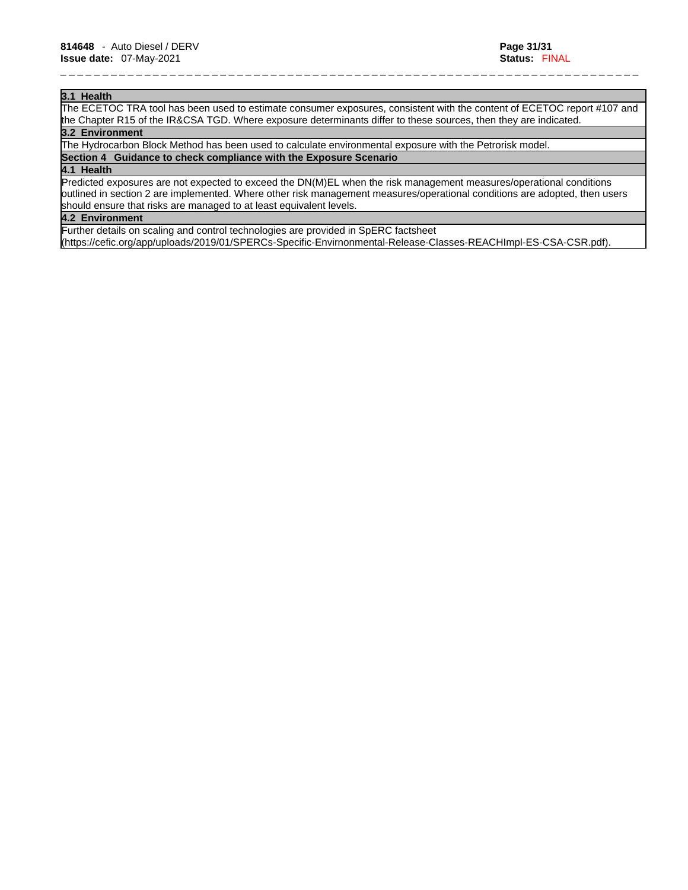### 3.1 Health

The ECETOC TRA tool has been used to estimate consumer exposures, consistent with the content of ECETOC report #107 and the Chapter R15 of the IR&CSA TGD. Where exposure determinants differ to these sources, then they are indicated.

### 3.2 Environment

The Hydrocarbon Block Method has been used to calculate environmental exposure with the Petrorisk model.

## Section 4 Guidance to check compliance with the Exposure Scenario

### 4.1 Health

Predicted exposures are not expected to exceed the DN(M)EL when the risk management measures/operational conditions outlined in section 2 are implemented. Where other risk management measures/operational conditions are adopted, then users should ensure that risks are managed to at least equivalent levels.

### 4.2 Environment

Further details on scaling and control technologies are provided in SpERC factsheet (https://cefic.org/app/uploads/2019/01/SPERCs-Specific-Envirnonmental-Release-Classes-REACHImpl-ES-CSA-CSR.pdf).